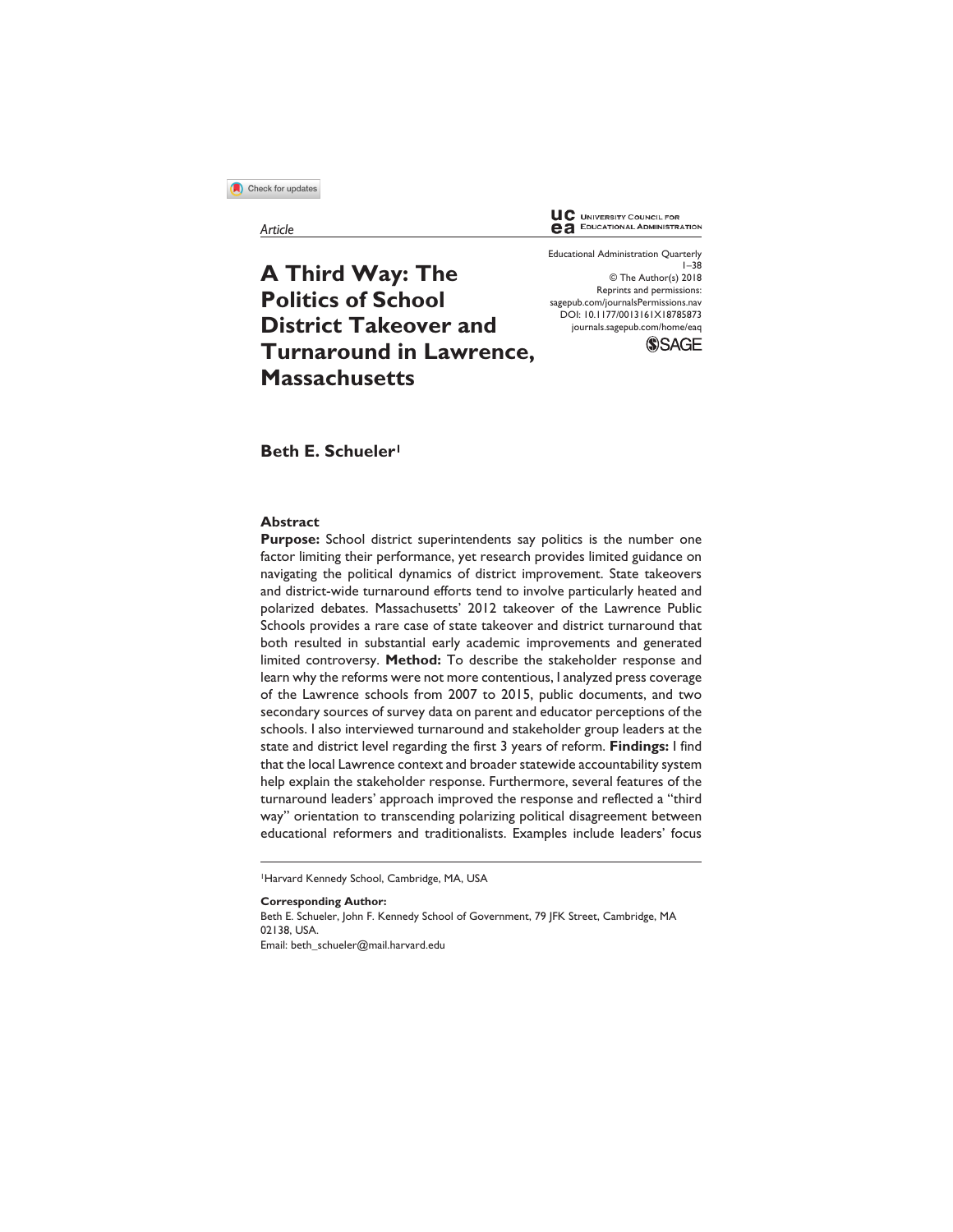Article

# A Third Way: The Politics of School District Takeover and Turnaround in Lawrence, Massachusetts

Educational Administration Quarterly
© The Author(s) 2018
Reprints and permissions: sagepub.com/journalsPermissions.nav
DOI: 10.1177/0013161X18785873
journals.sagepub.com/home/eaq

**Beth E. Schueler**[1]

## Abstract

**Purpose:** School district superintendents say politics is the number one factor limiting their performance, yet research provides limited guidance on navigating the political dynamics of district improvement. State takeovers and district-wide turnaround efforts tend to involve particularly heated and polarized debates. Massachusetts' 2012 takeover of the Lawrence Public Schools provides a rare case of state takeover and district turnaround that both resulted in substantial early academic improvements and generated limited controversy. **Method:** To describe the stakeholder response and learn why the reforms were not more contentious, I analyzed press coverage of the Lawrence schools from 2007 to 2015, public documents, and two secondary sources of survey data on parent and educator perceptions of the schools. I also interviewed turnaround and stakeholder group leaders at the state and district level regarding the first 3 years of reform. **Findings:** I find that the local Lawrence context and broader statewide accountability system help explain the stakeholder response. Furthermore, several features of the turnaround leaders' approach improved the response and reflected a "third way" orientation to transcending polarizing political disagreement between educational reformers and traditionalists. Examples include leaders' focus

---

[1]Harvard Kennedy School, Cambridge, MA, USA

**Corresponding Author:**
Beth E. Schueler, John F. Kennedy School of Government, 79 JFK Street, Cambridge, MA 02138, USA.
Email: beth_schueler@mail.harvard.edu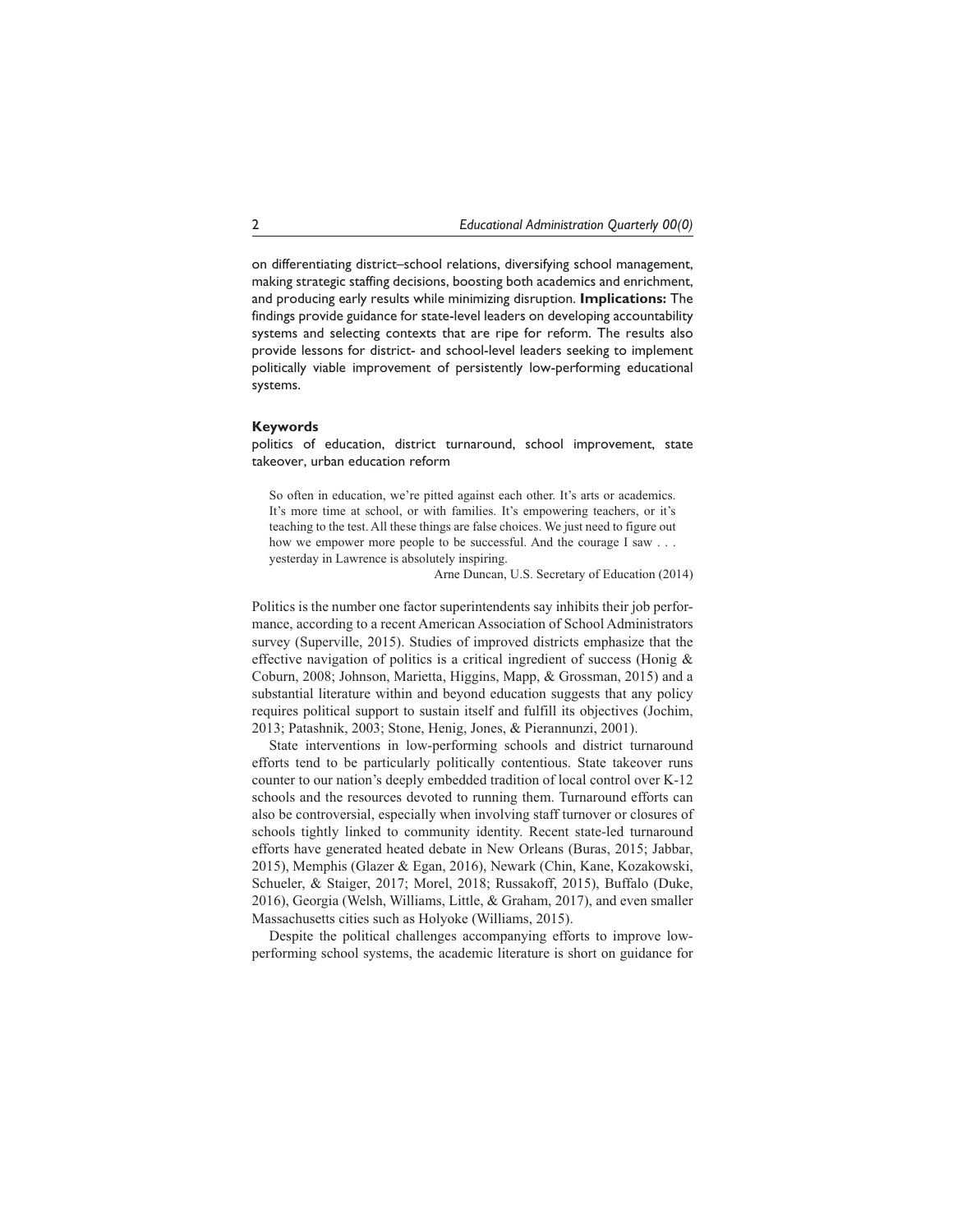on differentiating district–school relations, diversifying school management, making strategic staffing decisions, boosting both academics and enrichment, and producing early results while minimizing disruption. **Implications:** The findings provide guidance for state-level leaders on developing accountability systems and selecting contexts that are ripe for reform. The results also provide lessons for district- and school-level leaders seeking to implement politically viable improvement of persistently low-performing educational systems.

**Keywords**

politics of education, district turnaround, school improvement, state takeover, urban education reform

> So often in education, we're pitted against each other. It's arts or academics. It's more time at school, or with families. It's empowering teachers, or it's teaching to the test. All these things are false choices. We just need to figure out how we empower more people to be successful. And the courage I saw . . . yesterday in Lawrence is absolutely inspiring.
>
> Arne Duncan, U.S. Secretary of Education (2014)

Politics is the number one factor superintendents say inhibits their job performance, according to a recent American Association of School Administrators survey (Superville, 2015). Studies of improved districts emphasize that the effective navigation of politics is a critical ingredient of success (Honig & Coburn, 2008; Johnson, Marietta, Higgins, Mapp, & Grossman, 2015) and a substantial literature within and beyond education suggests that any policy requires political support to sustain itself and fulfill its objectives (Jochim, 2013; Patashnik, 2003; Stone, Henig, Jones, & Pierannunzi, 2001).

State interventions in low-performing schools and district turnaround efforts tend to be particularly politically contentious. State takeover runs counter to our nation's deeply embedded tradition of local control over K-12 schools and the resources devoted to running them. Turnaround efforts can also be controversial, especially when involving staff turnover or closures of schools tightly linked to community identity. Recent state-led turnaround efforts have generated heated debate in New Orleans (Buras, 2015; Jabbar, 2015), Memphis (Glazer & Egan, 2016), Newark (Chin, Kane, Kozakowski, Schueler, & Staiger, 2017; Morel, 2018; Russakoff, 2015), Buffalo (Duke, 2016), Georgia (Welsh, Williams, Little, & Graham, 2017), and even smaller Massachusetts cities such as Holyoke (Williams, 2015).

Despite the political challenges accompanying efforts to improve low-performing school systems, the academic literature is short on guidance for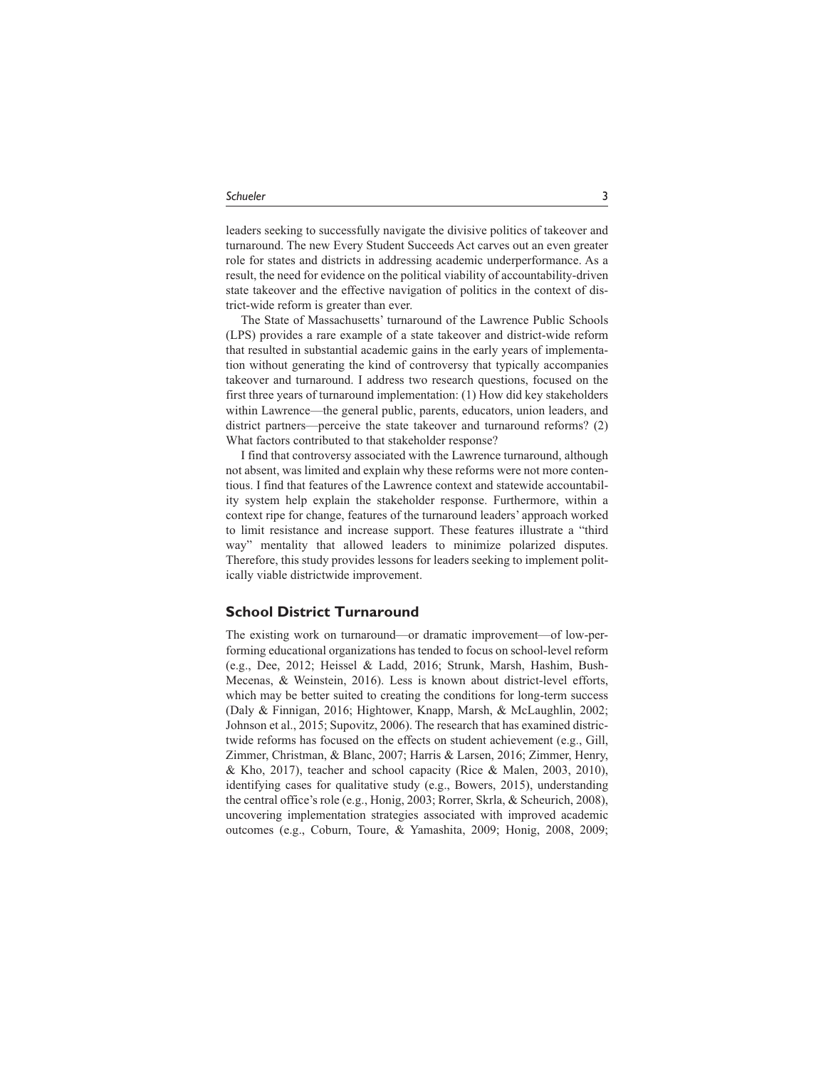leaders seeking to successfully navigate the divisive politics of takeover and turnaround. The new Every Student Succeeds Act carves out an even greater role for states and districts in addressing academic underperformance. As a result, the need for evidence on the political viability of accountability-driven state takeover and the effective navigation of politics in the context of district-wide reform is greater than ever.

The State of Massachusetts' turnaround of the Lawrence Public Schools (LPS) provides a rare example of a state takeover and district-wide reform that resulted in substantial academic gains in the early years of implementation without generating the kind of controversy that typically accompanies takeover and turnaround. I address two research questions, focused on the first three years of turnaround implementation: (1) How did key stakeholders within Lawrence—the general public, parents, educators, union leaders, and district partners—perceive the state takeover and turnaround reforms? (2) What factors contributed to that stakeholder response?

I find that controversy associated with the Lawrence turnaround, although not absent, was limited and explain why these reforms were not more contentious. I find that features of the Lawrence context and statewide accountability system help explain the stakeholder response. Furthermore, within a context ripe for change, features of the turnaround leaders' approach worked to limit resistance and increase support. These features illustrate a "third way" mentality that allowed leaders to minimize polarized disputes. Therefore, this study provides lessons for leaders seeking to implement politically viable districtwide improvement.

## School District Turnaround

The existing work on turnaround—or dramatic improvement—of low-performing educational organizations has tended to focus on school-level reform (e.g., Dee, 2012; Heissel & Ladd, 2016; Strunk, Marsh, Hashim, Bush-Mecenas, & Weinstein, 2016). Less is known about district-level efforts, which may be better suited to creating the conditions for long-term success (Daly & Finnigan, 2016; Hightower, Knapp, Marsh, & McLaughlin, 2002; Johnson et al., 2015; Supovitz, 2006). The research that has examined districtwide reforms has focused on the effects on student achievement (e.g., Gill, Zimmer, Christman, & Blanc, 2007; Harris & Larsen, 2016; Zimmer, Henry, & Kho, 2017), teacher and school capacity (Rice & Malen, 2003, 2010), identifying cases for qualitative study (e.g., Bowers, 2015), understanding the central office's role (e.g., Honig, 2003; Rorrer, Skrla, & Scheurich, 2008), uncovering implementation strategies associated with improved academic outcomes (e.g., Coburn, Toure, & Yamashita, 2009; Honig, 2008, 2009;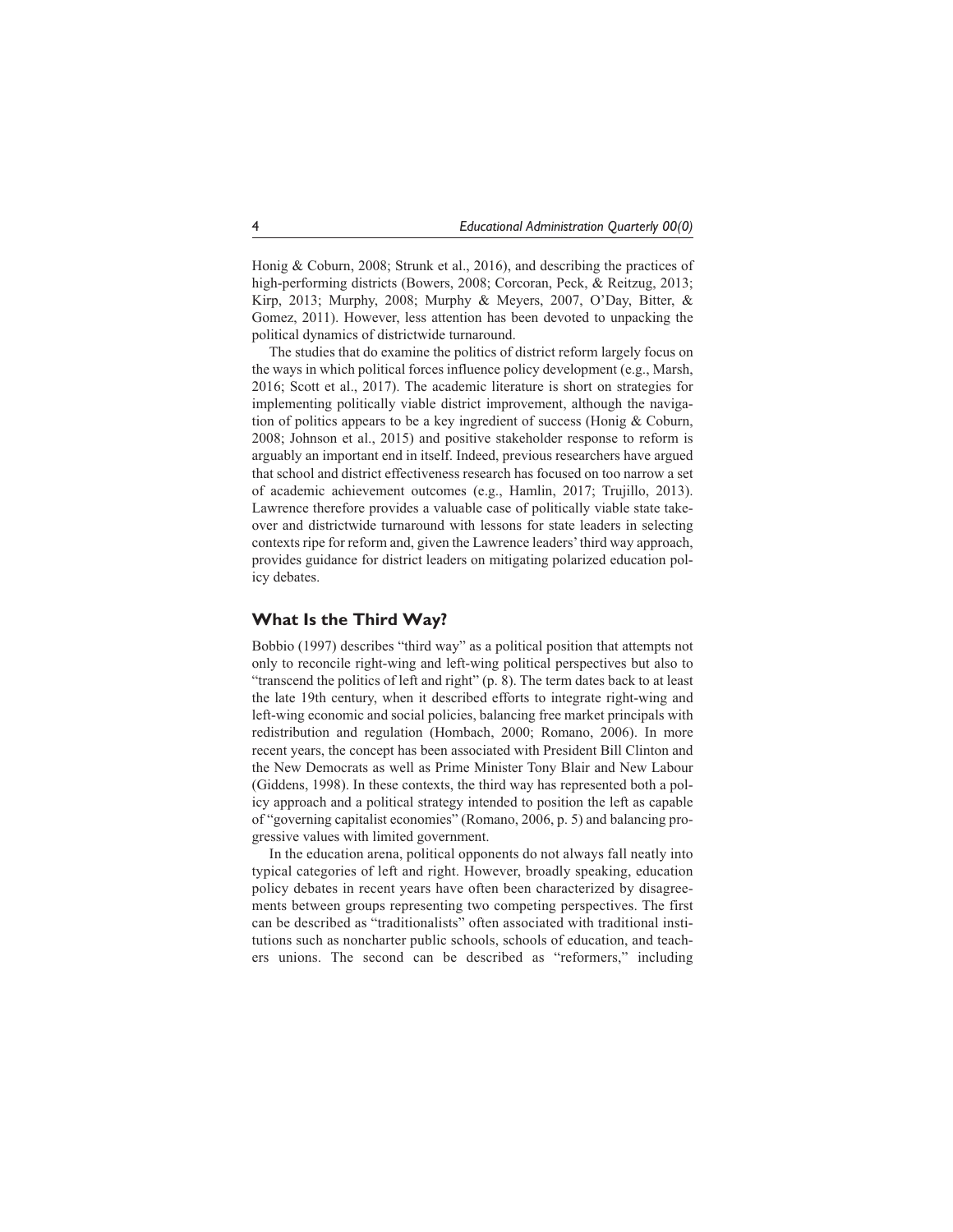Honig & Coburn, 2008; Strunk et al., 2016), and describing the practices of high-performing districts (Bowers, 2008; Corcoran, Peck, & Reitzug, 2013; Kirp, 2013; Murphy, 2008; Murphy & Meyers, 2007, O'Day, Bitter, & Gomez, 2011). However, less attention has been devoted to unpacking the political dynamics of districtwide turnaround.

The studies that do examine the politics of district reform largely focus on the ways in which political forces influence policy development (e.g., Marsh, 2016; Scott et al., 2017). The academic literature is short on strategies for implementing politically viable district improvement, although the navigation of politics appears to be a key ingredient of success (Honig & Coburn, 2008; Johnson et al., 2015) and positive stakeholder response to reform is arguably an important end in itself. Indeed, previous researchers have argued that school and district effectiveness research has focused on too narrow a set of academic achievement outcomes (e.g., Hamlin, 2017; Trujillo, 2013). Lawrence therefore provides a valuable case of politically viable state takeover and districtwide turnaround with lessons for state leaders in selecting contexts ripe for reform and, given the Lawrence leaders' third way approach, provides guidance for district leaders on mitigating polarized education policy debates.

## What Is the Third Way?

Bobbio (1997) describes "third way" as a political position that attempts not only to reconcile right-wing and left-wing political perspectives but also to "transcend the politics of left and right" (p. 8). The term dates back to at least the late 19th century, when it described efforts to integrate right-wing and left-wing economic and social policies, balancing free market principals with redistribution and regulation (Hombach, 2000; Romano, 2006). In more recent years, the concept has been associated with President Bill Clinton and the New Democrats as well as Prime Minister Tony Blair and New Labour (Giddens, 1998). In these contexts, the third way has represented both a policy approach and a political strategy intended to position the left as capable of "governing capitalist economies" (Romano, 2006, p. 5) and balancing progressive values with limited government.

In the education arena, political opponents do not always fall neatly into typical categories of left and right. However, broadly speaking, education policy debates in recent years have often been characterized by disagreements between groups representing two competing perspectives. The first can be described as "traditionalists" often associated with traditional institutions such as noncharter public schools, schools of education, and teachers unions. The second can be described as "reformers," including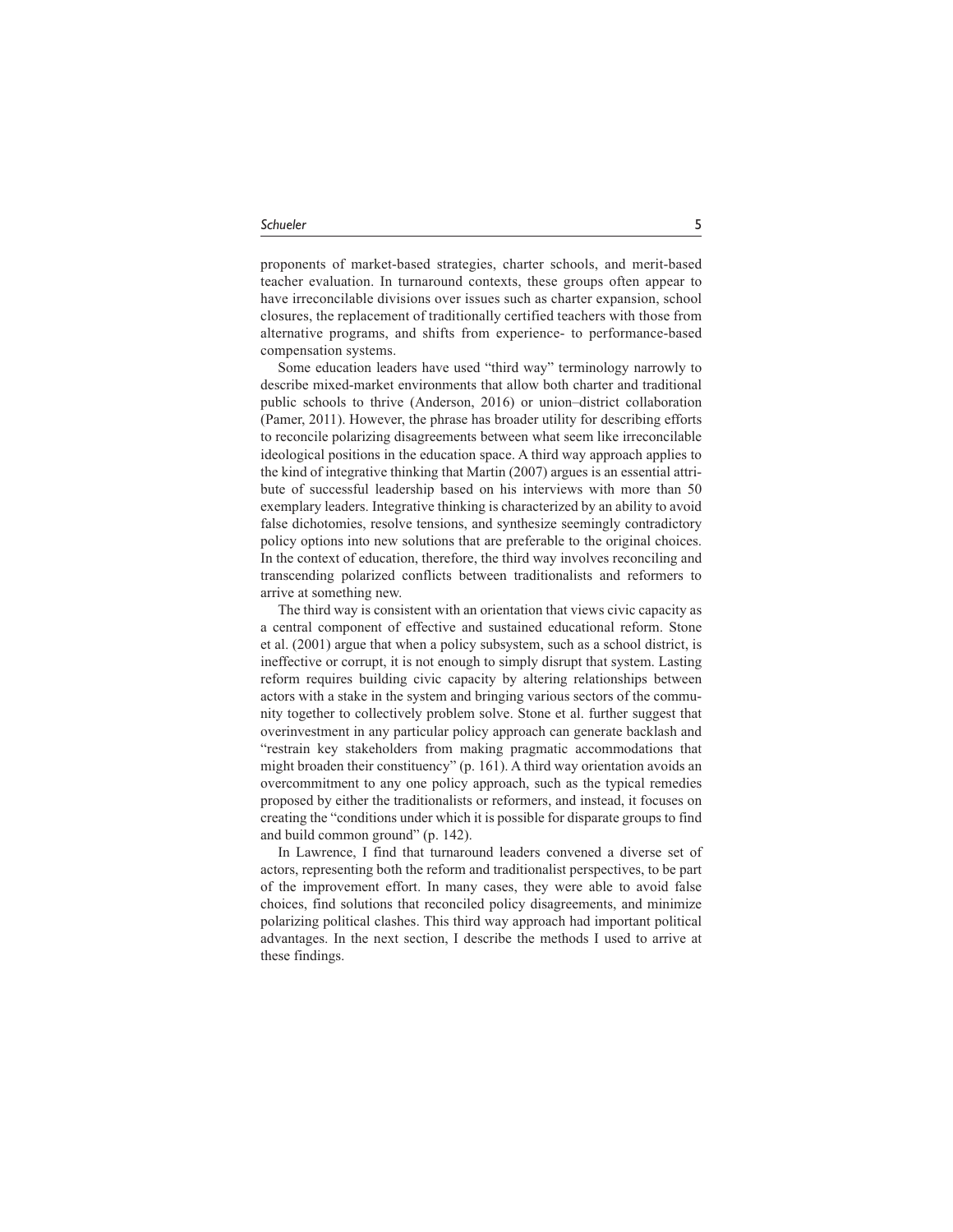proponents of market-based strategies, charter schools, and merit-based teacher evaluation. In turnaround contexts, these groups often appear to have irreconcilable divisions over issues such as charter expansion, school closures, the replacement of traditionally certified teachers with those from alternative programs, and shifts from experience- to performance-based compensation systems.

Some education leaders have used "third way" terminology narrowly to describe mixed-market environments that allow both charter and traditional public schools to thrive (Anderson, 2016) or union–district collaboration (Pamer, 2011). However, the phrase has broader utility for describing efforts to reconcile polarizing disagreements between what seem like irreconcilable ideological positions in the education space. A third way approach applies to the kind of integrative thinking that Martin (2007) argues is an essential attribute of successful leadership based on his interviews with more than 50 exemplary leaders. Integrative thinking is characterized by an ability to avoid false dichotomies, resolve tensions, and synthesize seemingly contradictory policy options into new solutions that are preferable to the original choices. In the context of education, therefore, the third way involves reconciling and transcending polarized conflicts between traditionalists and reformers to arrive at something new.

The third way is consistent with an orientation that views civic capacity as a central component of effective and sustained educational reform. Stone et al. (2001) argue that when a policy subsystem, such as a school district, is ineffective or corrupt, it is not enough to simply disrupt that system. Lasting reform requires building civic capacity by altering relationships between actors with a stake in the system and bringing various sectors of the community together to collectively problem solve. Stone et al. further suggest that overinvestment in any particular policy approach can generate backlash and "restrain key stakeholders from making pragmatic accommodations that might broaden their constituency" (p. 161). A third way orientation avoids an overcommitment to any one policy approach, such as the typical remedies proposed by either the traditionalists or reformers, and instead, it focuses on creating the "conditions under which it is possible for disparate groups to find and build common ground" (p. 142).

In Lawrence, I find that turnaround leaders convened a diverse set of actors, representing both the reform and traditionalist perspectives, to be part of the improvement effort. In many cases, they were able to avoid false choices, find solutions that reconciled policy disagreements, and minimize polarizing political clashes. This third way approach had important political advantages. In the next section, I describe the methods I used to arrive at these findings.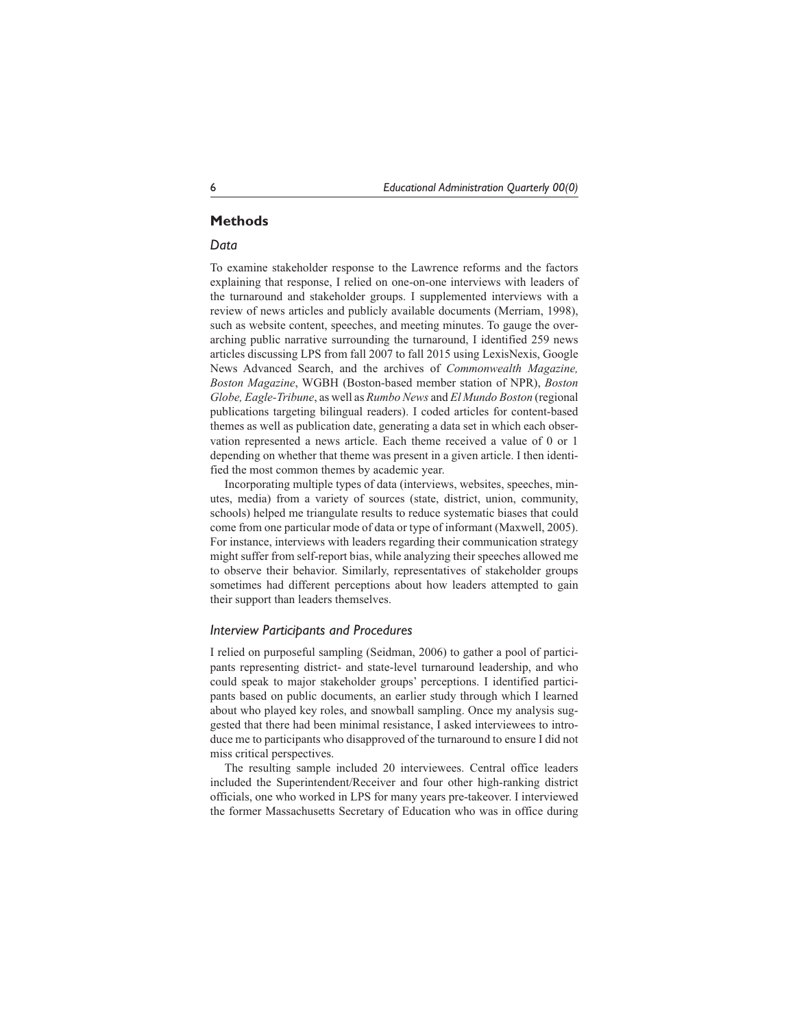## Methods

### *Data*

To examine stakeholder response to the Lawrence reforms and the factors explaining that response, I relied on one-on-one interviews with leaders of the turnaround and stakeholder groups. I supplemented interviews with a review of news articles and publicly available documents (Merriam, 1998), such as website content, speeches, and meeting minutes. To gauge the overarching public narrative surrounding the turnaround, I identified 259 news articles discussing LPS from fall 2007 to fall 2015 using LexisNexis, Google News Advanced Search, and the archives of *Commonwealth Magazine, Boston Magazine*, WGBH (Boston-based member station of NPR), *Boston Globe, Eagle-Tribune*, as well as *Rumbo News* and *El Mundo Boston* (regional publications targeting bilingual readers). I coded articles for content-based themes as well as publication date, generating a data set in which each observation represented a news article. Each theme received a value of 0 or 1 depending on whether that theme was present in a given article. I then identified the most common themes by academic year.

Incorporating multiple types of data (interviews, websites, speeches, minutes, media) from a variety of sources (state, district, union, community, schools) helped me triangulate results to reduce systematic biases that could come from one particular mode of data or type of informant (Maxwell, 2005). For instance, interviews with leaders regarding their communication strategy might suffer from self-report bias, while analyzing their speeches allowed me to observe their behavior. Similarly, representatives of stakeholder groups sometimes had different perceptions about how leaders attempted to gain their support than leaders themselves.

### *Interview Participants and Procedures*

I relied on purposeful sampling (Seidman, 2006) to gather a pool of participants representing district- and state-level turnaround leadership, and who could speak to major stakeholder groups' perceptions. I identified participants based on public documents, an earlier study through which I learned about who played key roles, and snowball sampling. Once my analysis suggested that there had been minimal resistance, I asked interviewees to introduce me to participants who disapproved of the turnaround to ensure I did not miss critical perspectives.

The resulting sample included 20 interviewees. Central office leaders included the Superintendent/Receiver and four other high-ranking district officials, one who worked in LPS for many years pre-takeover. I interviewed the former Massachusetts Secretary of Education who was in office during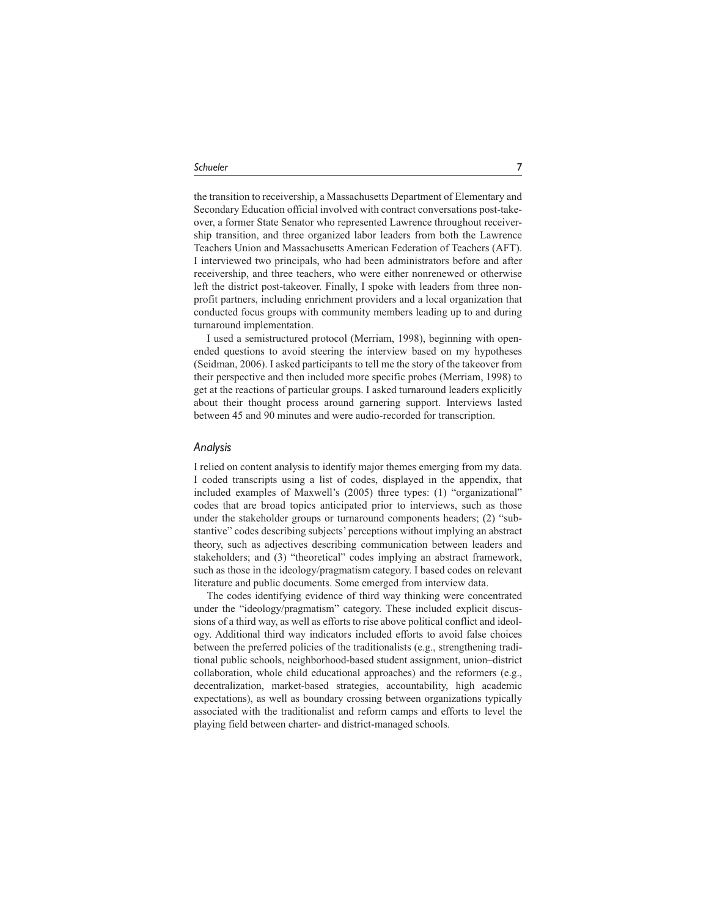the transition to receivership, a Massachusetts Department of Elementary and Secondary Education official involved with contract conversations post-takeover, a former State Senator who represented Lawrence throughout receivership transition, and three organized labor leaders from both the Lawrence Teachers Union and Massachusetts American Federation of Teachers (AFT). I interviewed two principals, who had been administrators before and after receivership, and three teachers, who were either nonrenewed or otherwise left the district post-takeover. Finally, I spoke with leaders from three nonprofit partners, including enrichment providers and a local organization that conducted focus groups with community members leading up to and during turnaround implementation.

I used a semistructured protocol (Merriam, 1998), beginning with open-ended questions to avoid steering the interview based on my hypotheses (Seidman, 2006). I asked participants to tell me the story of the takeover from their perspective and then included more specific probes (Merriam, 1998) to get at the reactions of particular groups. I asked turnaround leaders explicitly about their thought process around garnering support. Interviews lasted between 45 and 90 minutes and were audio-recorded for transcription.

### *Analysis*

I relied on content analysis to identify major themes emerging from my data. I coded transcripts using a list of codes, displayed in the appendix, that included examples of Maxwell's (2005) three types: (1) "organizational" codes that are broad topics anticipated prior to interviews, such as those under the stakeholder groups or turnaround components headers; (2) "substantive" codes describing subjects' perceptions without implying an abstract theory, such as adjectives describing communication between leaders and stakeholders; and (3) "theoretical" codes implying an abstract framework, such as those in the ideology/pragmatism category. I based codes on relevant literature and public documents. Some emerged from interview data.

The codes identifying evidence of third way thinking were concentrated under the "ideology/pragmatism" category. These included explicit discussions of a third way, as well as efforts to rise above political conflict and ideology. Additional third way indicators included efforts to avoid false choices between the preferred policies of the traditionalists (e.g., strengthening traditional public schools, neighborhood-based student assignment, union–district collaboration, whole child educational approaches) and the reformers (e.g., decentralization, market-based strategies, accountability, high academic expectations), as well as boundary crossing between organizations typically associated with the traditionalist and reform camps and efforts to level the playing field between charter- and district-managed schools.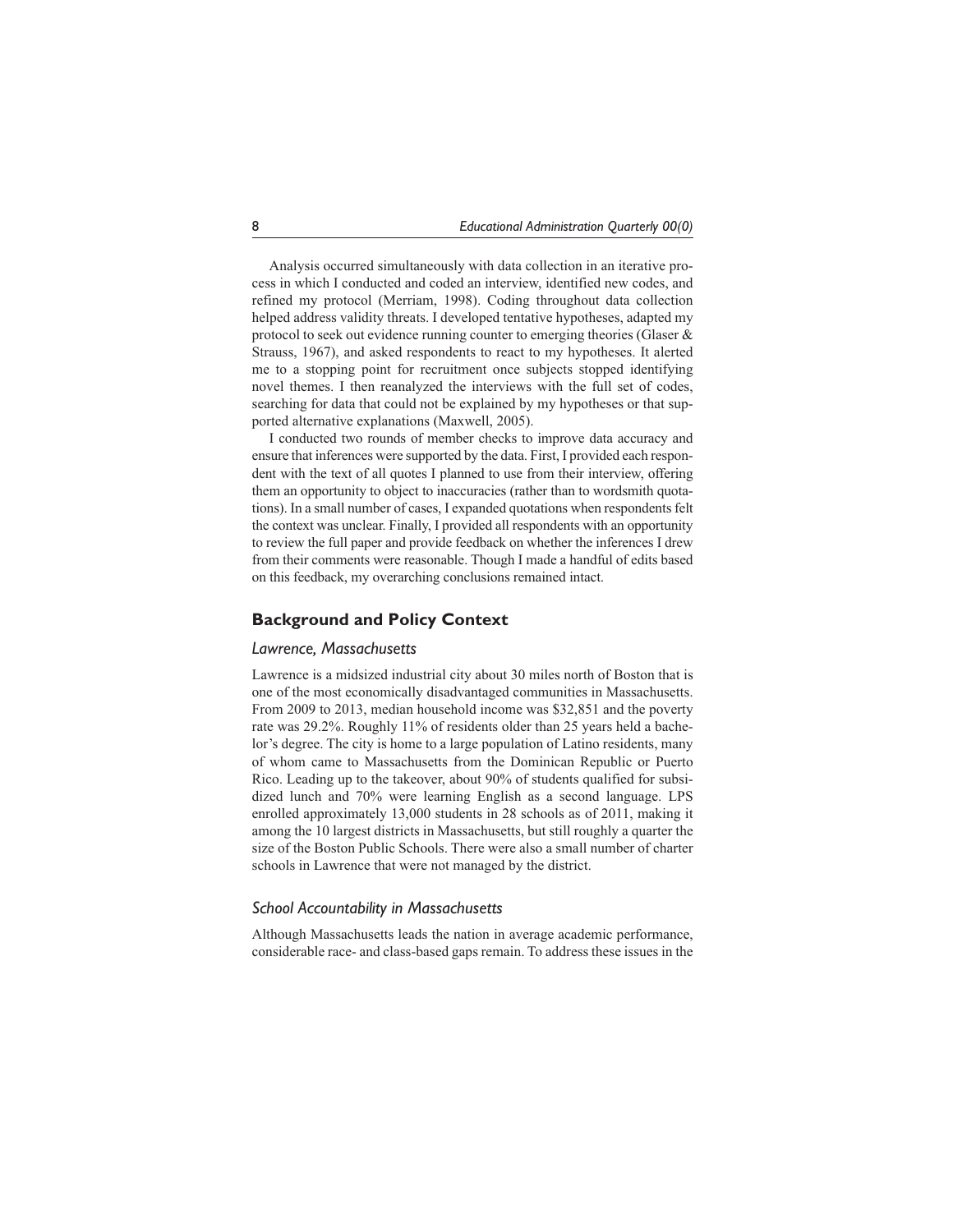Analysis occurred simultaneously with data collection in an iterative process in which I conducted and coded an interview, identified new codes, and refined my protocol (Merriam, 1998). Coding throughout data collection helped address validity threats. I developed tentative hypotheses, adapted my protocol to seek out evidence running counter to emerging theories (Glaser & Strauss, 1967), and asked respondents to react to my hypotheses. It alerted me to a stopping point for recruitment once subjects stopped identifying novel themes. I then reanalyzed the interviews with the full set of codes, searching for data that could not be explained by my hypotheses or that supported alternative explanations (Maxwell, 2005).

I conducted two rounds of member checks to improve data accuracy and ensure that inferences were supported by the data. First, I provided each respondent with the text of all quotes I planned to use from their interview, offering them an opportunity to object to inaccuracies (rather than to wordsmith quotations). In a small number of cases, I expanded quotations when respondents felt the context was unclear. Finally, I provided all respondents with an opportunity to review the full paper and provide feedback on whether the inferences I drew from their comments were reasonable. Though I made a handful of edits based on this feedback, my overarching conclusions remained intact.

## Background and Policy Context

### *Lawrence, Massachusetts*

Lawrence is a midsized industrial city about 30 miles north of Boston that is one of the most economically disadvantaged communities in Massachusetts. From 2009 to 2013, median household income was $32,851 and the poverty rate was 29.2%. Roughly 11% of residents older than 25 years held a bachelor's degree. The city is home to a large population of Latino residents, many of whom came to Massachusetts from the Dominican Republic or Puerto Rico. Leading up to the takeover, about 90% of students qualified for subsidized lunch and 70% were learning English as a second language. LPS enrolled approximately 13,000 students in 28 schools as of 2011, making it among the 10 largest districts in Massachusetts, but still roughly a quarter the size of the Boston Public Schools. There were also a small number of charter schools in Lawrence that were not managed by the district.

### *School Accountability in Massachusetts*

Although Massachusetts leads the nation in average academic performance, considerable race- and class-based gaps remain. To address these issues in the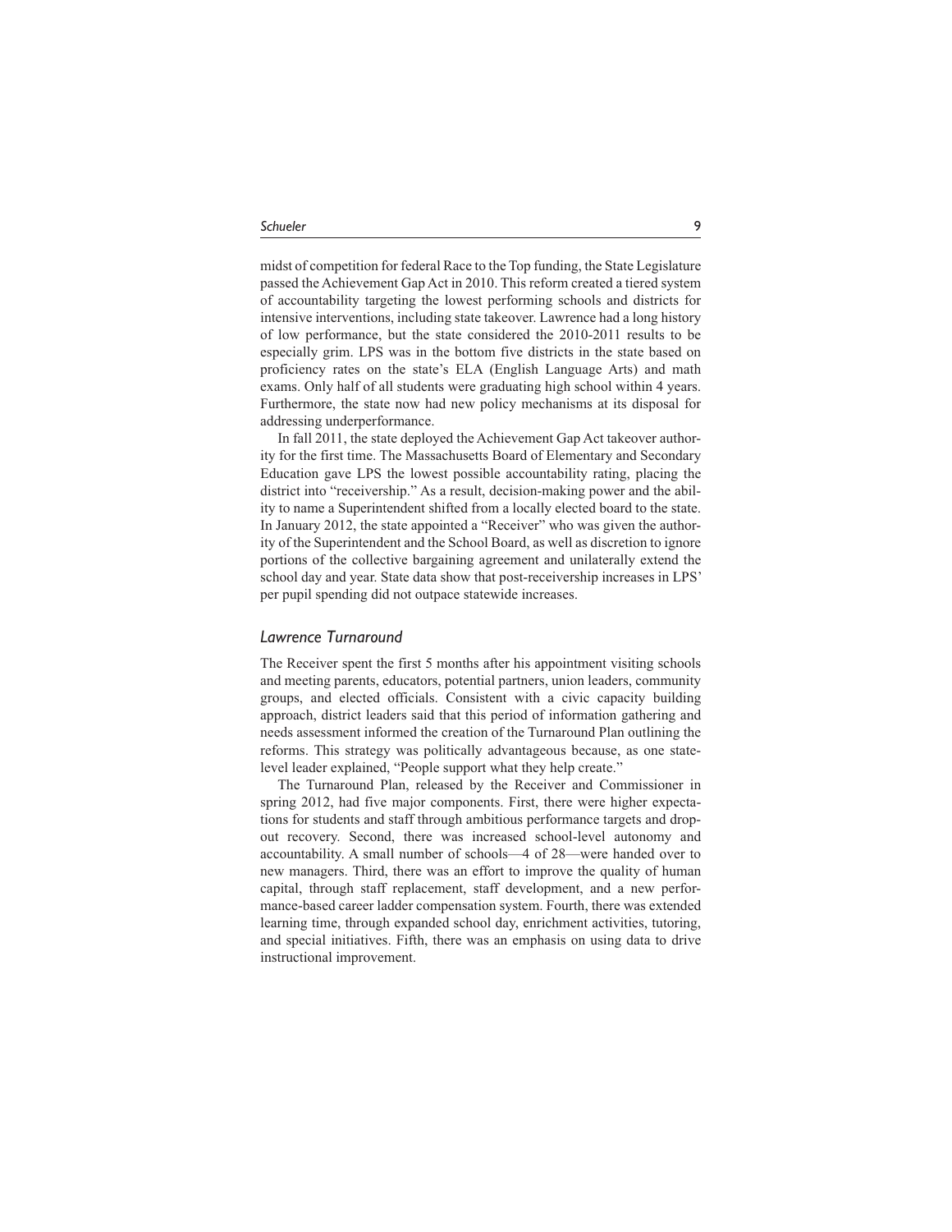midst of competition for federal Race to the Top funding, the State Legislature passed the Achievement Gap Act in 2010. This reform created a tiered system of accountability targeting the lowest performing schools and districts for intensive interventions, including state takeover. Lawrence had a long history of low performance, but the state considered the 2010-2011 results to be especially grim. LPS was in the bottom five districts in the state based on proficiency rates on the state's ELA (English Language Arts) and math exams. Only half of all students were graduating high school within 4 years. Furthermore, the state now had new policy mechanisms at its disposal for addressing underperformance.

In fall 2011, the state deployed the Achievement Gap Act takeover authority for the first time. The Massachusetts Board of Elementary and Secondary Education gave LPS the lowest possible accountability rating, placing the district into "receivership." As a result, decision-making power and the ability to name a Superintendent shifted from a locally elected board to the state. In January 2012, the state appointed a "Receiver" who was given the authority of the Superintendent and the School Board, as well as discretion to ignore portions of the collective bargaining agreement and unilaterally extend the school day and year. State data show that post-receivership increases in LPS' per pupil spending did not outpace statewide increases.

## *Lawrence Turnaround*

The Receiver spent the first 5 months after his appointment visiting schools and meeting parents, educators, potential partners, union leaders, community groups, and elected officials. Consistent with a civic capacity building approach, district leaders said that this period of information gathering and needs assessment informed the creation of the Turnaround Plan outlining the reforms. This strategy was politically advantageous because, as one state-level leader explained, "People support what they help create."

The Turnaround Plan, released by the Receiver and Commissioner in spring 2012, had five major components. First, there were higher expectations for students and staff through ambitious performance targets and dropout recovery. Second, there was increased school-level autonomy and accountability. A small number of schools—4 of 28—were handed over to new managers. Third, there was an effort to improve the quality of human capital, through staff replacement, staff development, and a new performance-based career ladder compensation system. Fourth, there was extended learning time, through expanded school day, enrichment activities, tutoring, and special initiatives. Fifth, there was an emphasis on using data to drive instructional improvement.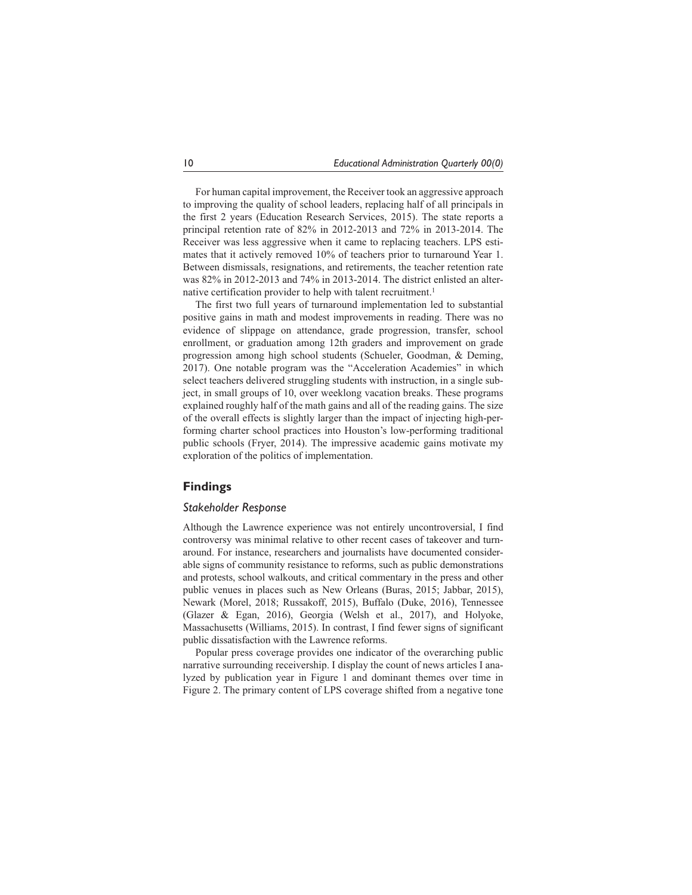For human capital improvement, the Receiver took an aggressive approach to improving the quality of school leaders, replacing half of all principals in the first 2 years (Education Research Services, 2015). The state reports a principal retention rate of 82% in 2012-2013 and 72% in 2013-2014. The Receiver was less aggressive when it came to replacing teachers. LPS estimates that it actively removed 10% of teachers prior to turnaround Year 1. Between dismissals, resignations, and retirements, the teacher retention rate was 82% in 2012-2013 and 74% in 2013-2014. The district enlisted an alternative certification provider to help with talent recruitment.[1]

The first two full years of turnaround implementation led to substantial positive gains in math and modest improvements in reading. There was no evidence of slippage on attendance, grade progression, transfer, school enrollment, or graduation among 12th graders and improvement on grade progression among high school students (Schueler, Goodman, & Deming, 2017). One notable program was the "Acceleration Academies" in which select teachers delivered struggling students with instruction, in a single subject, in small groups of 10, over weeklong vacation breaks. These programs explained roughly half of the math gains and all of the reading gains. The size of the overall effects is slightly larger than the impact of injecting high-performing charter school practices into Houston's low-performing traditional public schools (Fryer, 2014). The impressive academic gains motivate my exploration of the politics of implementation.

## Findings

### *Stakeholder Response*

Although the Lawrence experience was not entirely uncontroversial, I find controversy was minimal relative to other recent cases of takeover and turnaround. For instance, researchers and journalists have documented considerable signs of community resistance to reforms, such as public demonstrations and protests, school walkouts, and critical commentary in the press and other public venues in places such as New Orleans (Buras, 2015; Jabbar, 2015), Newark (Morel, 2018; Russakoff, 2015), Buffalo (Duke, 2016), Tennessee (Glazer & Egan, 2016), Georgia (Welsh et al., 2017), and Holyoke, Massachusetts (Williams, 2015). In contrast, I find fewer signs of significant public dissatisfaction with the Lawrence reforms.

Popular press coverage provides one indicator of the overarching public narrative surrounding receivership. I display the count of news articles I analyzed by publication year in Figure 1 and dominant themes over time in Figure 2. The primary content of LPS coverage shifted from a negative tone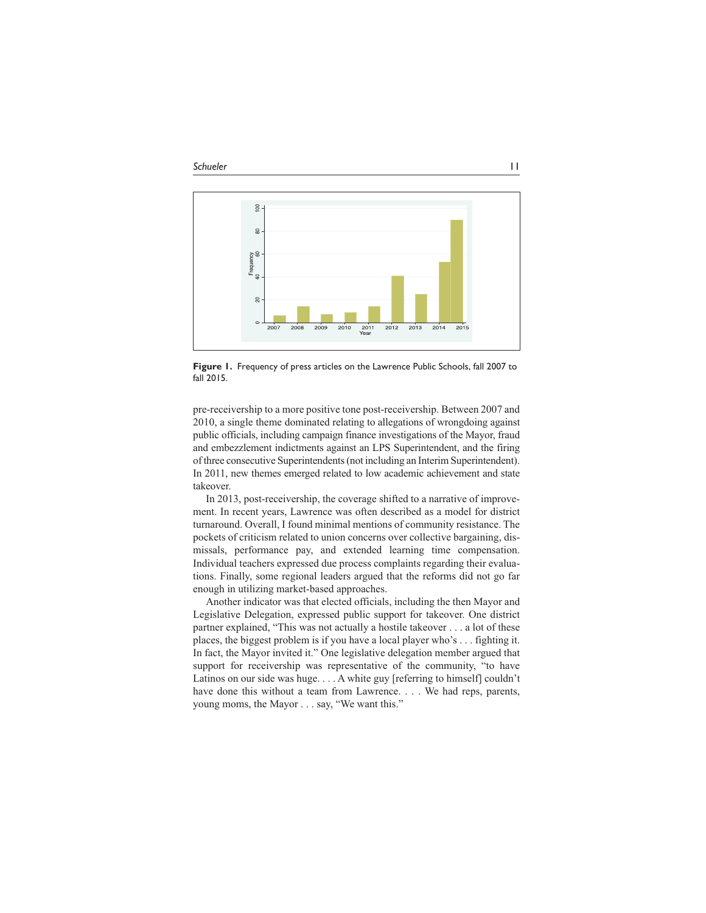Figure 1. Frequency of press articles on the Lawrence Public Schools, fall 2007 to fall 2015.

pre-receivership to a more positive tone post-receivership. Between 2007 and 2010, a single theme dominated relating to allegations of wrongdoing against public officials, including campaign finance investigations of the Mayor, fraud and embezzlement indictments against an LPS Superintendent, and the firing of three consecutive Superintendents (not including an Interim Superintendent). In 2011, new themes emerged related to low academic achievement and state takeover.

In 2013, post-receivership, the coverage shifted to a narrative of improvement. In recent years, Lawrence was often described as a model for district turnaround. Overall, I found minimal mentions of community resistance. The pockets of criticism related to union concerns over collective bargaining, dismissals, performance pay, and extended learning time compensation. Individual teachers expressed due process complaints regarding their evaluations. Finally, some regional leaders argued that the reforms did not go far enough in utilizing market-based approaches.

Another indicator was that elected officials, including the then Mayor and Legislative Delegation, expressed public support for takeover. One district partner explained, "This was not actually a hostile takeover . . . a lot of these places, the biggest problem is if you have a local player who's . . . fighting it. In fact, the Mayor invited it." One legislative delegation member argued that support for receivership was representative of the community, "to have Latinos on our side was huge. . . . A white guy [referring to himself] couldn't have done this without a team from Lawrence. . . . We had reps, parents, young moms, the Mayor . . . say, "We want this."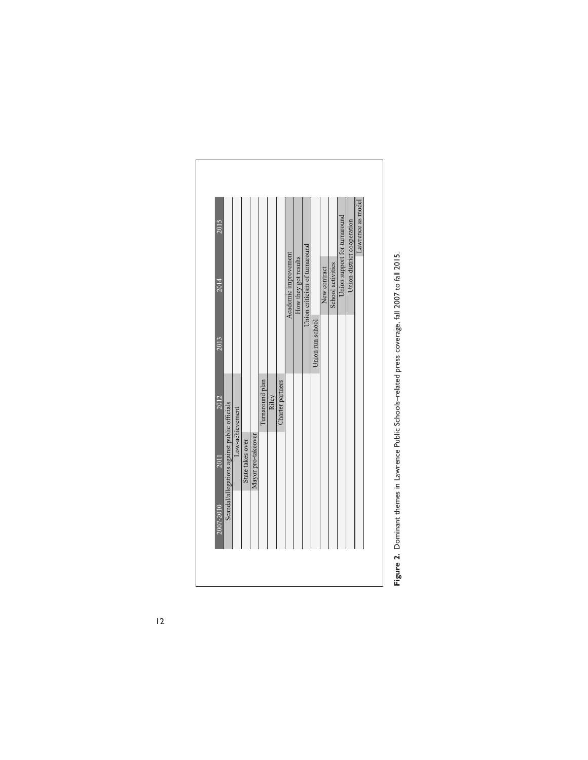| 2007-2010 | 2011 | 2012 | 2013 | 2014 | 2015 |
|---|---|---|---|---|---|

- Scandal/allegations against public officials
- Low-achievement
- State takes over
- Mayor pro-takeover
- Turnaround plan
- Riley
- Charter partners
- Academic improvement
- How they got results
- Union criticism of turnaround
- Union run school
- New contract
- School activities
- Union support for turnaround
- Union-district cooperation
- Lawrence as model

**Figure 2.** Dominant themes in Lawrence Public Schools–related press coverage, fall 2007 to fall 2015.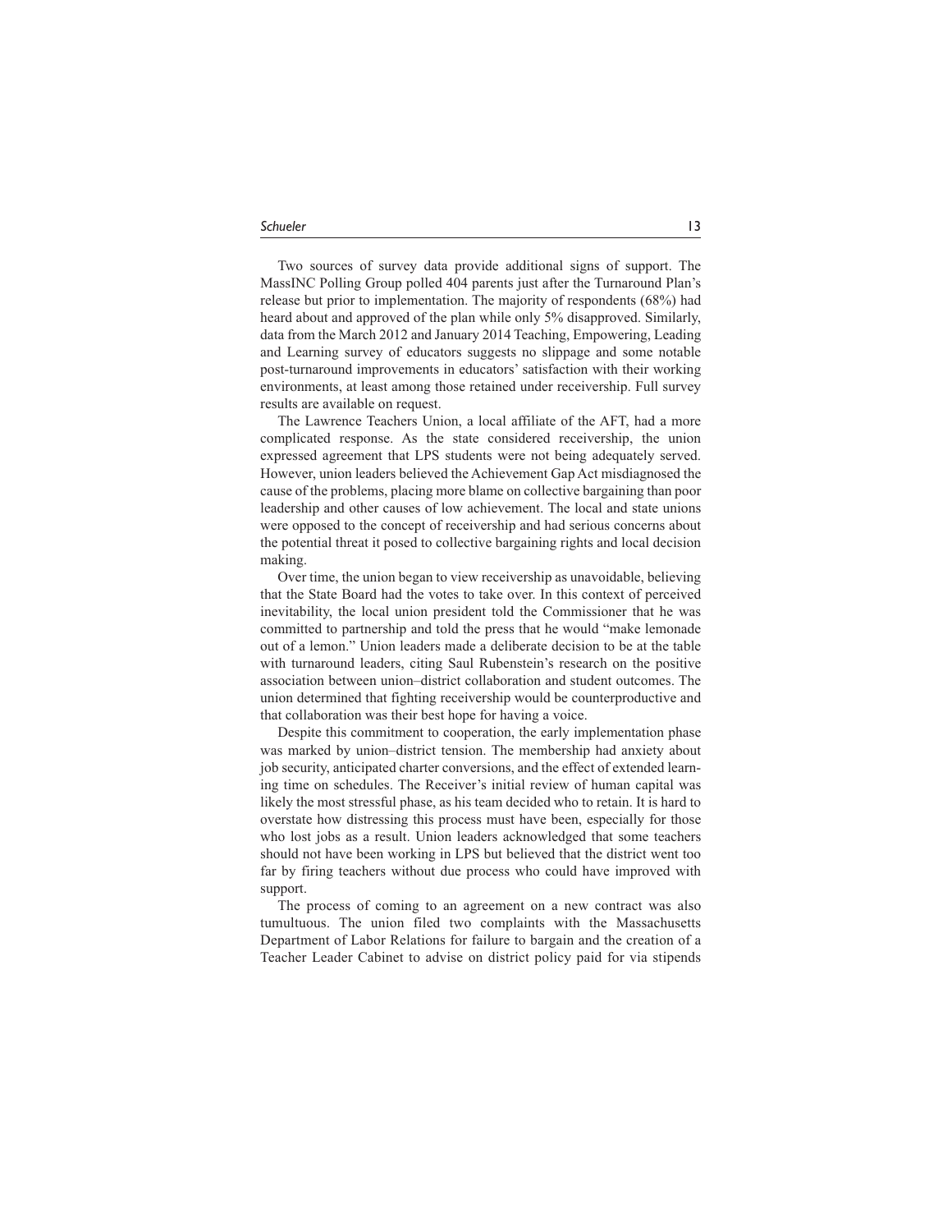Two sources of survey data provide additional signs of support. The MassINC Polling Group polled 404 parents just after the Turnaround Plan's release but prior to implementation. The majority of respondents (68%) had heard about and approved of the plan while only 5% disapproved. Similarly, data from the March 2012 and January 2014 Teaching, Empowering, Leading and Learning survey of educators suggests no slippage and some notable post-turnaround improvements in educators' satisfaction with their working environments, at least among those retained under receivership. Full survey results are available on request.

The Lawrence Teachers Union, a local affiliate of the AFT, had a more complicated response. As the state considered receivership, the union expressed agreement that LPS students were not being adequately served. However, union leaders believed the Achievement Gap Act misdiagnosed the cause of the problems, placing more blame on collective bargaining than poor leadership and other causes of low achievement. The local and state unions were opposed to the concept of receivership and had serious concerns about the potential threat it posed to collective bargaining rights and local decision making.

Over time, the union began to view receivership as unavoidable, believing that the State Board had the votes to take over. In this context of perceived inevitability, the local union president told the Commissioner that he was committed to partnership and told the press that he would "make lemonade out of a lemon." Union leaders made a deliberate decision to be at the table with turnaround leaders, citing Saul Rubenstein's research on the positive association between union–district collaboration and student outcomes. The union determined that fighting receivership would be counterproductive and that collaboration was their best hope for having a voice.

Despite this commitment to cooperation, the early implementation phase was marked by union–district tension. The membership had anxiety about job security, anticipated charter conversions, and the effect of extended learning time on schedules. The Receiver's initial review of human capital was likely the most stressful phase, as his team decided who to retain. It is hard to overstate how distressing this process must have been, especially for those who lost jobs as a result. Union leaders acknowledged that some teachers should not have been working in LPS but believed that the district went too far by firing teachers without due process who could have improved with support.

The process of coming to an agreement on a new contract was also tumultuous. The union filed two complaints with the Massachusetts Department of Labor Relations for failure to bargain and the creation of a Teacher Leader Cabinet to advise on district policy paid for via stipends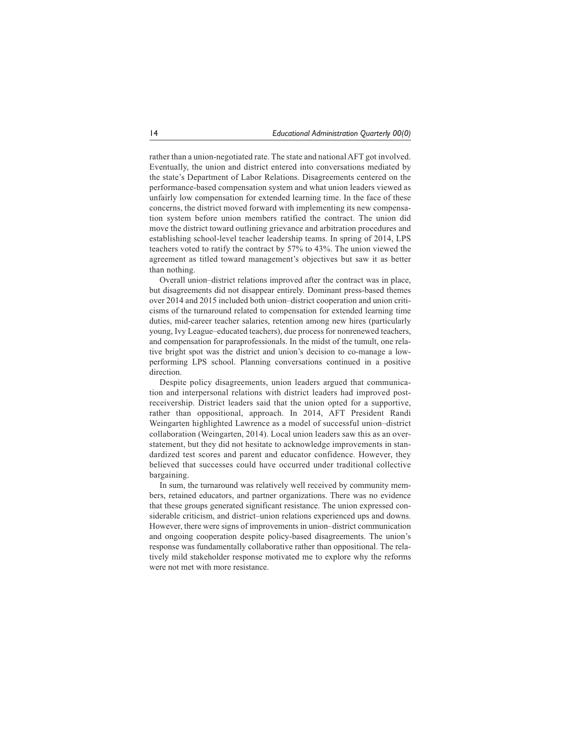rather than a union-negotiated rate. The state and national AFT got involved. Eventually, the union and district entered into conversations mediated by the state's Department of Labor Relations. Disagreements centered on the performance-based compensation system and what union leaders viewed as unfairly low compensation for extended learning time. In the face of these concerns, the district moved forward with implementing its new compensation system before union members ratified the contract. The union did move the district toward outlining grievance and arbitration procedures and establishing school-level teacher leadership teams. In spring of 2014, LPS teachers voted to ratify the contract by 57% to 43%. The union viewed the agreement as titled toward management's objectives but saw it as better than nothing.

Overall union–district relations improved after the contract was in place, but disagreements did not disappear entirely. Dominant press-based themes over 2014 and 2015 included both union–district cooperation and union criticisms of the turnaround related to compensation for extended learning time duties, mid-career teacher salaries, retention among new hires (particularly young, Ivy League–educated teachers), due process for nonrenewed teachers, and compensation for paraprofessionals. In the midst of the tumult, one relative bright spot was the district and union's decision to co-manage a low-performing LPS school. Planning conversations continued in a positive direction.

Despite policy disagreements, union leaders argued that communication and interpersonal relations with district leaders had improved post-receivership. District leaders said that the union opted for a supportive, rather than oppositional, approach. In 2014, AFT President Randi Weingarten highlighted Lawrence as a model of successful union–district collaboration (Weingarten, 2014). Local union leaders saw this as an overstatement, but they did not hesitate to acknowledge improvements in standardized test scores and parent and educator confidence. However, they believed that successes could have occurred under traditional collective bargaining.

In sum, the turnaround was relatively well received by community members, retained educators, and partner organizations. There was no evidence that these groups generated significant resistance. The union expressed considerable criticism, and district–union relations experienced ups and downs. However, there were signs of improvements in union–district communication and ongoing cooperation despite policy-based disagreements. The union's response was fundamentally collaborative rather than oppositional. The relatively mild stakeholder response motivated me to explore why the reforms were not met with more resistance.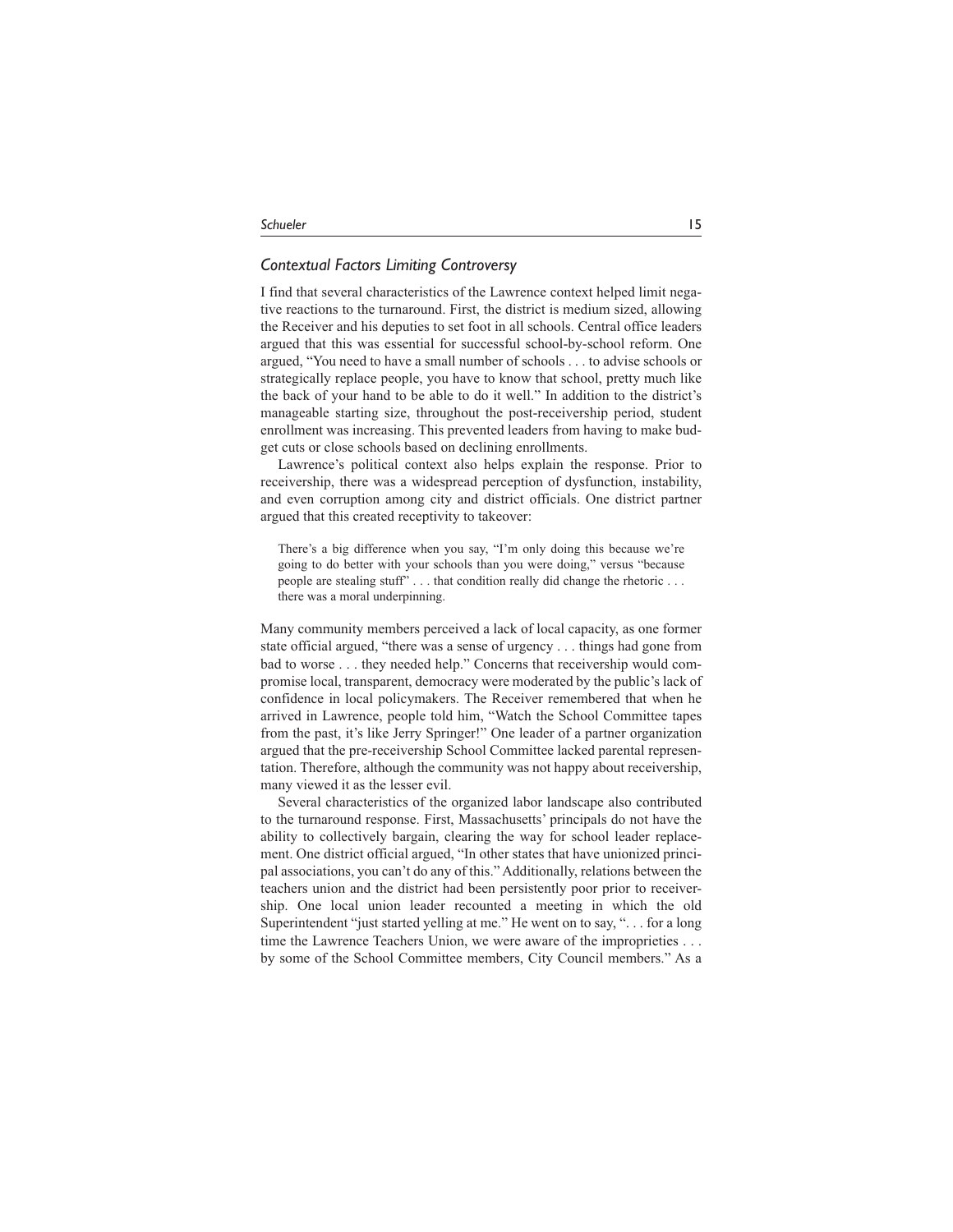### *Contextual Factors Limiting Controversy*

I find that several characteristics of the Lawrence context helped limit negative reactions to the turnaround. First, the district is medium sized, allowing the Receiver and his deputies to set foot in all schools. Central office leaders argued that this was essential for successful school-by-school reform. One argued, "You need to have a small number of schools . . . to advise schools or strategically replace people, you have to know that school, pretty much like the back of your hand to be able to do it well." In addition to the district's manageable starting size, throughout the post-receivership period, student enrollment was increasing. This prevented leaders from having to make budget cuts or close schools based on declining enrollments.

Lawrence's political context also helps explain the response. Prior to receivership, there was a widespread perception of dysfunction, instability, and even corruption among city and district officials. One district partner argued that this created receptivity to takeover:

> There's a big difference when you say, "I'm only doing this because we're going to do better with your schools than you were doing," versus "because people are stealing stuff" . . . that condition really did change the rhetoric . . . there was a moral underpinning.

Many community members perceived a lack of local capacity, as one former state official argued, "there was a sense of urgency . . . things had gone from bad to worse . . . they needed help." Concerns that receivership would compromise local, transparent, democracy were moderated by the public's lack of confidence in local policymakers. The Receiver remembered that when he arrived in Lawrence, people told him, "Watch the School Committee tapes from the past, it's like Jerry Springer!" One leader of a partner organization argued that the pre-receivership School Committee lacked parental representation. Therefore, although the community was not happy about receivership, many viewed it as the lesser evil.

Several characteristics of the organized labor landscape also contributed to the turnaround response. First, Massachusetts' principals do not have the ability to collectively bargain, clearing the way for school leader replacement. One district official argued, "In other states that have unionized principal associations, you can't do any of this." Additionally, relations between the teachers union and the district had been persistently poor prior to receivership. One local union leader recounted a meeting in which the old Superintendent "just started yelling at me." He went on to say, ". . . for a long time the Lawrence Teachers Union, we were aware of the improprieties . . . by some of the School Committee members, City Council members." As a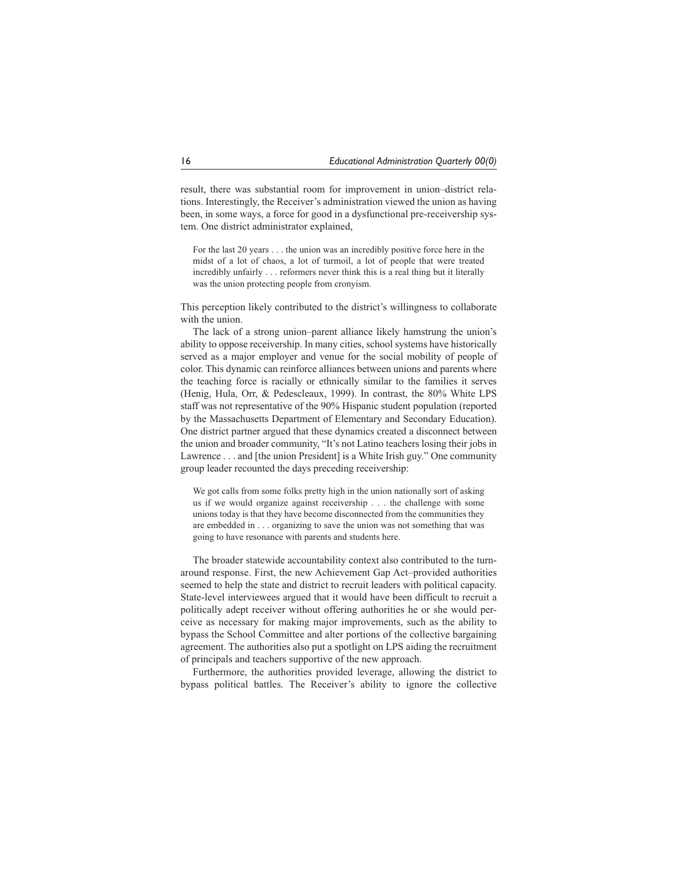result, there was substantial room for improvement in union–district relations. Interestingly, the Receiver's administration viewed the union as having been, in some ways, a force for good in a dysfunctional pre-receivership system. One district administrator explained,

> For the last 20 years . . . the union was an incredibly positive force here in the midst of a lot of chaos, a lot of turmoil, a lot of people that were treated incredibly unfairly . . . reformers never think this is a real thing but it literally was the union protecting people from cronyism.

This perception likely contributed to the district's willingness to collaborate with the union.

The lack of a strong union–parent alliance likely hamstrung the union's ability to oppose receivership. In many cities, school systems have historically served as a major employer and venue for the social mobility of people of color. This dynamic can reinforce alliances between unions and parents where the teaching force is racially or ethnically similar to the families it serves (Henig, Hula, Orr, & Pedescleaux, 1999). In contrast, the 80% White LPS staff was not representative of the 90% Hispanic student population (reported by the Massachusetts Department of Elementary and Secondary Education). One district partner argued that these dynamics created a disconnect between the union and broader community, "It's not Latino teachers losing their jobs in Lawrence . . . and [the union President] is a White Irish guy." One community group leader recounted the days preceding receivership:

> We got calls from some folks pretty high in the union nationally sort of asking us if we would organize against receivership . . . the challenge with some unions today is that they have become disconnected from the communities they are embedded in . . . organizing to save the union was not something that was going to have resonance with parents and students here.

The broader statewide accountability context also contributed to the turnaround response. First, the new Achievement Gap Act–provided authorities seemed to help the state and district to recruit leaders with political capacity. State-level interviewees argued that it would have been difficult to recruit a politically adept receiver without offering authorities he or she would perceive as necessary for making major improvements, such as the ability to bypass the School Committee and alter portions of the collective bargaining agreement. The authorities also put a spotlight on LPS aiding the recruitment of principals and teachers supportive of the new approach.

Furthermore, the authorities provided leverage, allowing the district to bypass political battles. The Receiver's ability to ignore the collective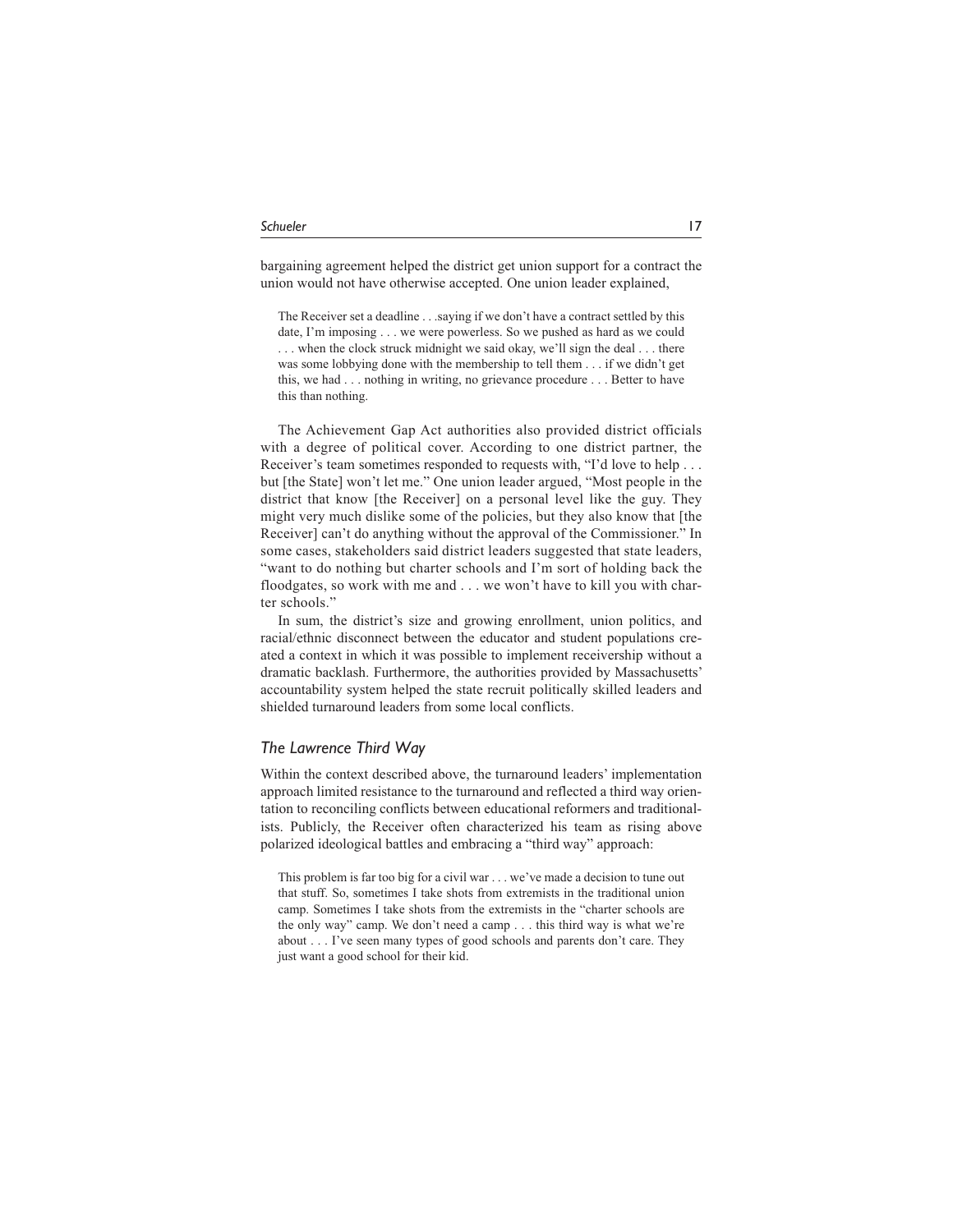bargaining agreement helped the district get union support for a contract the union would not have otherwise accepted. One union leader explained,

> The Receiver set a deadline . . .saying if we don't have a contract settled by this date, I'm imposing . . . we were powerless. So we pushed as hard as we could . . . when the clock struck midnight we said okay, we'll sign the deal . . . there was some lobbying done with the membership to tell them . . . if we didn't get this, we had . . . nothing in writing, no grievance procedure . . . Better to have this than nothing.

The Achievement Gap Act authorities also provided district officials with a degree of political cover. According to one district partner, the Receiver's team sometimes responded to requests with, "I'd love to help . . . but [the State] won't let me." One union leader argued, "Most people in the district that know [the Receiver] on a personal level like the guy. They might very much dislike some of the policies, but they also know that [the Receiver] can't do anything without the approval of the Commissioner." In some cases, stakeholders said district leaders suggested that state leaders, "want to do nothing but charter schools and I'm sort of holding back the floodgates, so work with me and . . . we won't have to kill you with charter schools."

In sum, the district's size and growing enrollment, union politics, and racial/ethnic disconnect between the educator and student populations created a context in which it was possible to implement receivership without a dramatic backlash. Furthermore, the authorities provided by Massachusetts' accountability system helped the state recruit politically skilled leaders and shielded turnaround leaders from some local conflicts.

### *The Lawrence Third Way*

Within the context described above, the turnaround leaders' implementation approach limited resistance to the turnaround and reflected a third way orientation to reconciling conflicts between educational reformers and traditionalists. Publicly, the Receiver often characterized his team as rising above polarized ideological battles and embracing a "third way" approach:

> This problem is far too big for a civil war . . . we've made a decision to tune out that stuff. So, sometimes I take shots from extremists in the traditional union camp. Sometimes I take shots from the extremists in the "charter schools are the only way" camp. We don't need a camp . . . this third way is what we're about . . . I've seen many types of good schools and parents don't care. They just want a good school for their kid.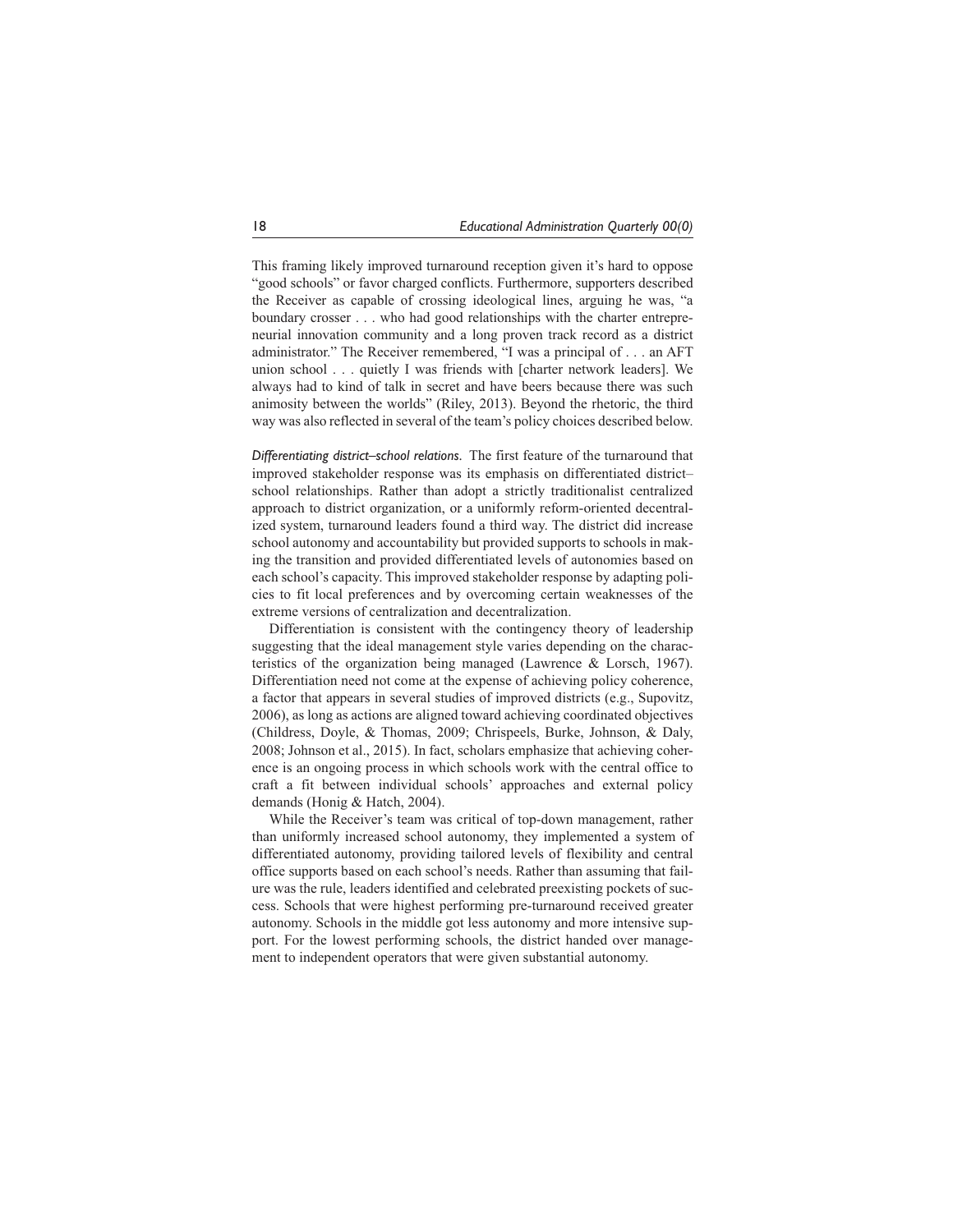This framing likely improved turnaround reception given it's hard to oppose "good schools" or favor charged conflicts. Furthermore, supporters described the Receiver as capable of crossing ideological lines, arguing he was, "a boundary crosser . . . who had good relationships with the charter entrepreneurial innovation community and a long proven track record as a district administrator." The Receiver remembered, "I was a principal of . . . an AFT union school . . . quietly I was friends with [charter network leaders]. We always had to kind of talk in secret and have beers because there was such animosity between the worlds" (Riley, 2013). Beyond the rhetoric, the third way was also reflected in several of the team's policy choices described below.

*Differentiating district–school relations.* The first feature of the turnaround that improved stakeholder response was its emphasis on differentiated district–school relationships. Rather than adopt a strictly traditionalist centralized approach to district organization, or a uniformly reform-oriented decentralized system, turnaround leaders found a third way. The district did increase school autonomy and accountability but provided supports to schools in making the transition and provided differentiated levels of autonomies based on each school's capacity. This improved stakeholder response by adapting policies to fit local preferences and by overcoming certain weaknesses of the extreme versions of centralization and decentralization.

Differentiation is consistent with the contingency theory of leadership suggesting that the ideal management style varies depending on the characteristics of the organization being managed (Lawrence & Lorsch, 1967). Differentiation need not come at the expense of achieving policy coherence, a factor that appears in several studies of improved districts (e.g., Supovitz, 2006), as long as actions are aligned toward achieving coordinated objectives (Childress, Doyle, & Thomas, 2009; Chrispeels, Burke, Johnson, & Daly, 2008; Johnson et al., 2015). In fact, scholars emphasize that achieving coherence is an ongoing process in which schools work with the central office to craft a fit between individual schools' approaches and external policy demands (Honig & Hatch, 2004).

While the Receiver's team was critical of top-down management, rather than uniformly increased school autonomy, they implemented a system of differentiated autonomy, providing tailored levels of flexibility and central office supports based on each school's needs. Rather than assuming that failure was the rule, leaders identified and celebrated preexisting pockets of success. Schools that were highest performing pre-turnaround received greater autonomy. Schools in the middle got less autonomy and more intensive support. For the lowest performing schools, the district handed over management to independent operators that were given substantial autonomy.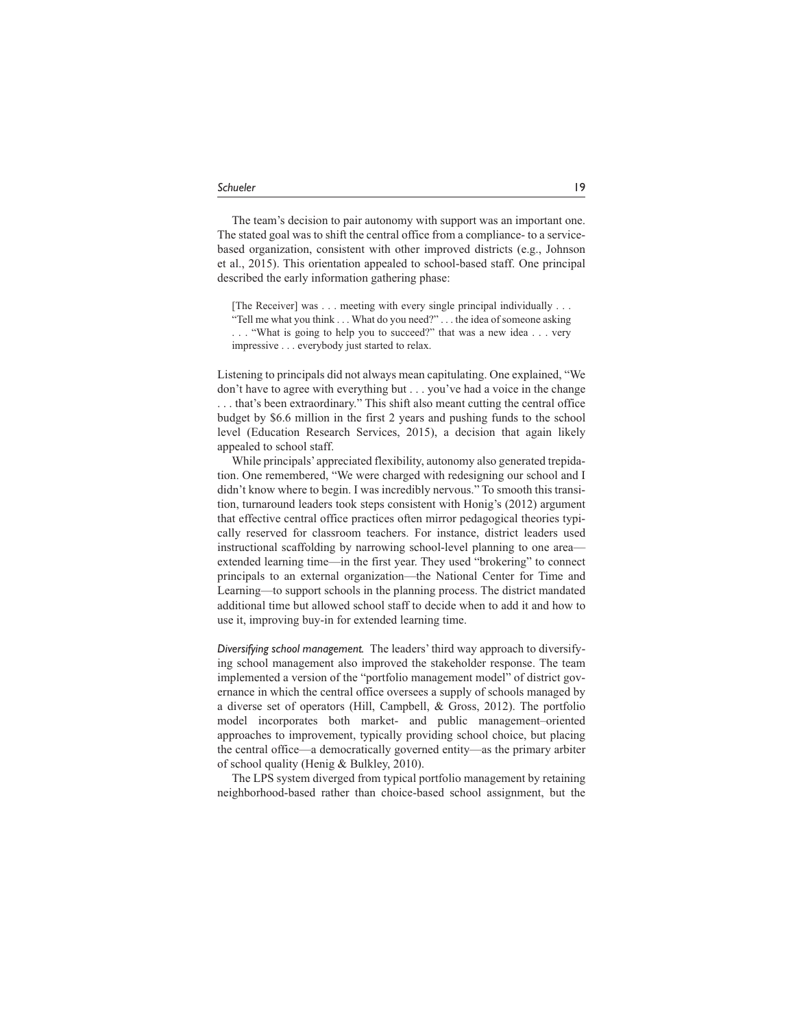The team's decision to pair autonomy with support was an important one. The stated goal was to shift the central office from a compliance- to a service-based organization, consistent with other improved districts (e.g., Johnson et al., 2015). This orientation appealed to school-based staff. One principal described the early information gathering phase:

> [The Receiver] was . . . meeting with every single principal individually . . . "Tell me what you think . . . What do you need?" . . . the idea of someone asking . . . "What is going to help you to succeed?" that was a new idea . . . very impressive . . . everybody just started to relax.

Listening to principals did not always mean capitulating. One explained, "We don't have to agree with everything but . . . you've had a voice in the change . . . that's been extraordinary." This shift also meant cutting the central office budget by $6.6 million in the first 2 years and pushing funds to the school level (Education Research Services, 2015), a decision that again likely appealed to school staff.

While principals' appreciated flexibility, autonomy also generated trepidation. One remembered, "We were charged with redesigning our school and I didn't know where to begin. I was incredibly nervous." To smooth this transition, turnaround leaders took steps consistent with Honig's (2012) argument that effective central office practices often mirror pedagogical theories typically reserved for classroom teachers. For instance, district leaders used instructional scaffolding by narrowing school-level planning to one area—extended learning time—in the first year. They used "brokering" to connect principals to an external organization—the National Center for Time and Learning—to support schools in the planning process. The district mandated additional time but allowed school staff to decide when to add it and how to use it, improving buy-in for extended learning time.

*Diversifying school management.* The leaders' third way approach to diversifying school management also improved the stakeholder response. The team implemented a version of the "portfolio management model" of district governance in which the central office oversees a supply of schools managed by a diverse set of operators (Hill, Campbell, & Gross, 2012). The portfolio model incorporates both market- and public management–oriented approaches to improvement, typically providing school choice, but placing the central office—a democratically governed entity—as the primary arbiter of school quality (Henig & Bulkley, 2010).

The LPS system diverged from typical portfolio management by retaining neighborhood-based rather than choice-based school assignment, but the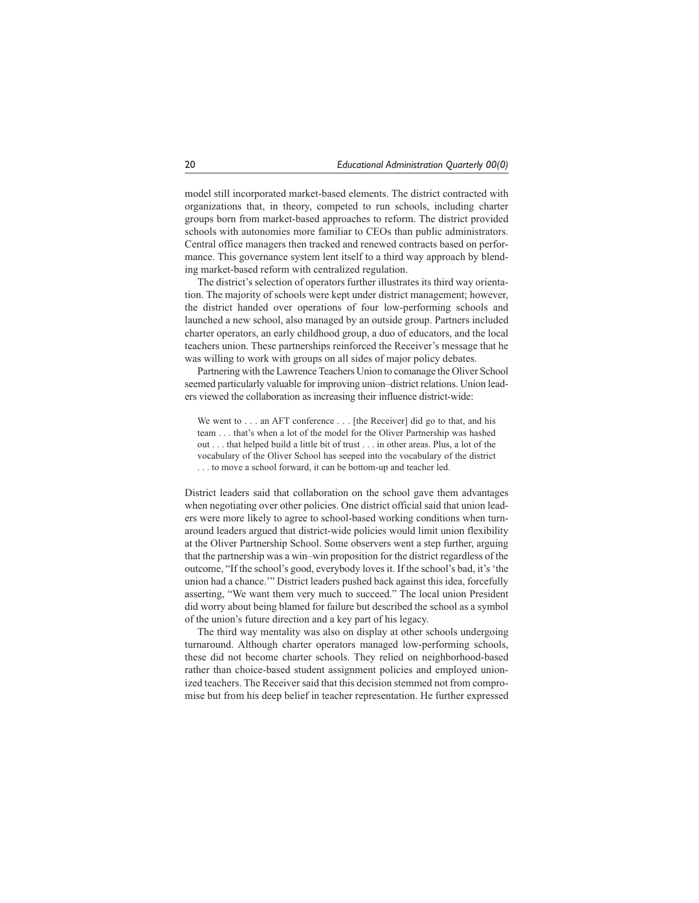model still incorporated market-based elements. The district contracted with organizations that, in theory, competed to run schools, including charter groups born from market-based approaches to reform. The district provided schools with autonomies more familiar to CEOs than public administrators. Central office managers then tracked and renewed contracts based on performance. This governance system lent itself to a third way approach by blending market-based reform with centralized regulation.

The district's selection of operators further illustrates its third way orientation. The majority of schools were kept under district management; however, the district handed over operations of four low-performing schools and launched a new school, also managed by an outside group. Partners included charter operators, an early childhood group, a duo of educators, and the local teachers union. These partnerships reinforced the Receiver's message that he was willing to work with groups on all sides of major policy debates.

Partnering with the Lawrence Teachers Union to comanage the Oliver School seemed particularly valuable for improving union–district relations. Union leaders viewed the collaboration as increasing their influence district-wide:

> We went to . . . an AFT conference . . . [the Receiver] did go to that, and his team . . . that's when a lot of the model for the Oliver Partnership was hashed out . . . that helped build a little bit of trust . . . in other areas. Plus, a lot of the vocabulary of the Oliver School has seeped into the vocabulary of the district . . . to move a school forward, it can be bottom-up and teacher led.

District leaders said that collaboration on the school gave them advantages when negotiating over other policies. One district official said that union leaders were more likely to agree to school-based working conditions when turnaround leaders argued that district-wide policies would limit union flexibility at the Oliver Partnership School. Some observers went a step further, arguing that the partnership was a win–win proposition for the district regardless of the outcome, "If the school's good, everybody loves it. If the school's bad, it's 'the union had a chance.'" District leaders pushed back against this idea, forcefully asserting, "We want them very much to succeed." The local union President did worry about being blamed for failure but described the school as a symbol of the union's future direction and a key part of his legacy.

The third way mentality was also on display at other schools undergoing turnaround. Although charter operators managed low-performing schools, these did not become charter schools. They relied on neighborhood-based rather than choice-based student assignment policies and employed unionized teachers. The Receiver said that this decision stemmed not from compromise but from his deep belief in teacher representation. He further expressed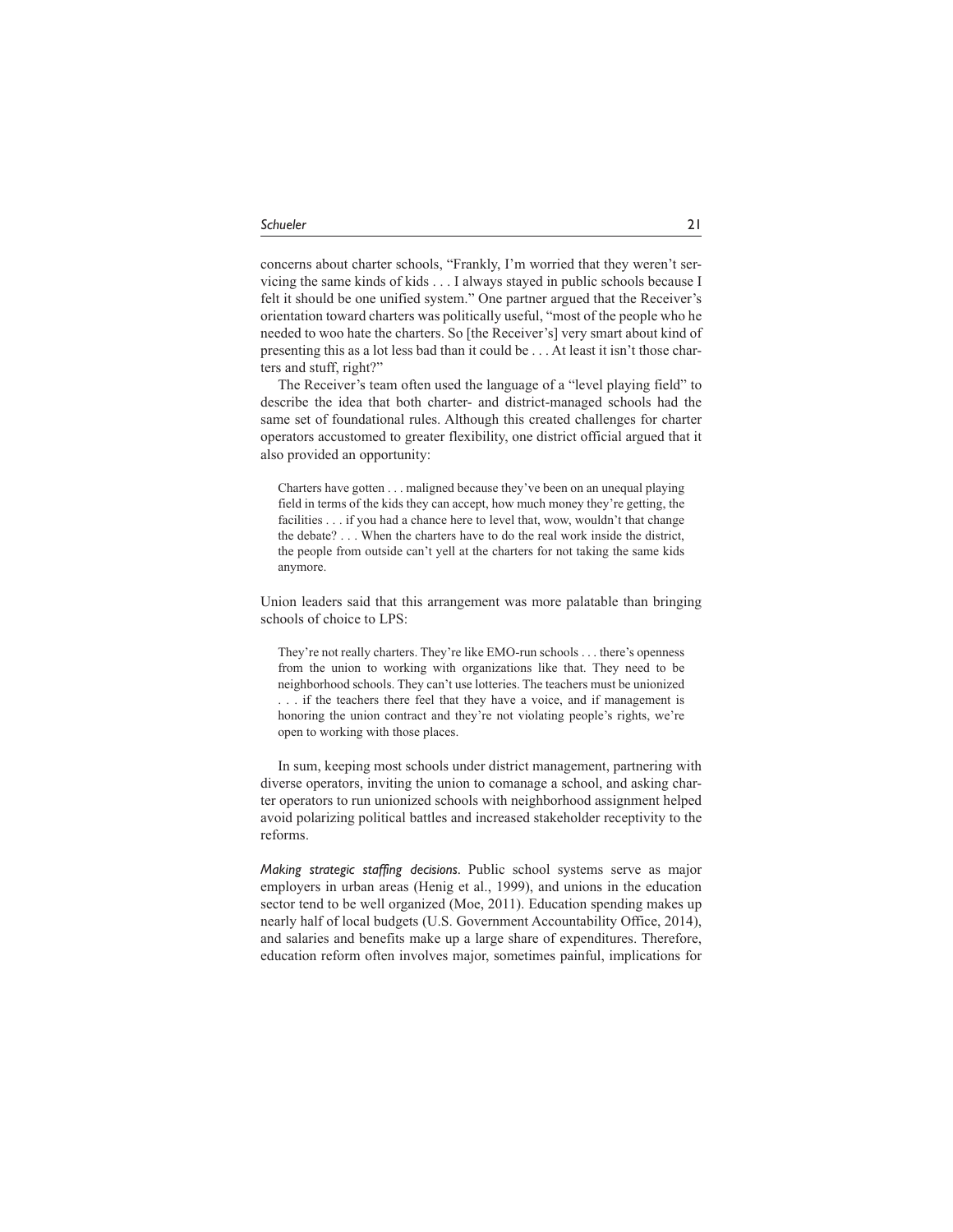concerns about charter schools, "Frankly, I'm worried that they weren't servicing the same kinds of kids . . . I always stayed in public schools because I felt it should be one unified system." One partner argued that the Receiver's orientation toward charters was politically useful, "most of the people who he needed to woo hate the charters. So [the Receiver's] very smart about kind of presenting this as a lot less bad than it could be . . . At least it isn't those charters and stuff, right?"

The Receiver's team often used the language of a "level playing field" to describe the idea that both charter- and district-managed schools had the same set of foundational rules. Although this created challenges for charter operators accustomed to greater flexibility, one district official argued that it also provided an opportunity:

> Charters have gotten . . . maligned because they've been on an unequal playing field in terms of the kids they can accept, how much money they're getting, the facilities . . . if you had a chance here to level that, wow, wouldn't that change the debate? . . . When the charters have to do the real work inside the district, the people from outside can't yell at the charters for not taking the same kids anymore.

Union leaders said that this arrangement was more palatable than bringing schools of choice to LPS:

> They're not really charters. They're like EMO-run schools . . . there's openness from the union to working with organizations like that. They need to be neighborhood schools. They can't use lotteries. The teachers must be unionized . . . if the teachers there feel that they have a voice, and if management is honoring the union contract and they're not violating people's rights, we're open to working with those places.

In sum, keeping most schools under district management, partnering with diverse operators, inviting the union to comanage a school, and asking charter operators to run unionized schools with neighborhood assignment helped avoid polarizing political battles and increased stakeholder receptivity to the reforms.

*Making strategic staffing decisions.* Public school systems serve as major employers in urban areas (Henig et al., 1999), and unions in the education sector tend to be well organized (Moe, 2011). Education spending makes up nearly half of local budgets (U.S. Government Accountability Office, 2014), and salaries and benefits make up a large share of expenditures. Therefore, education reform often involves major, sometimes painful, implications for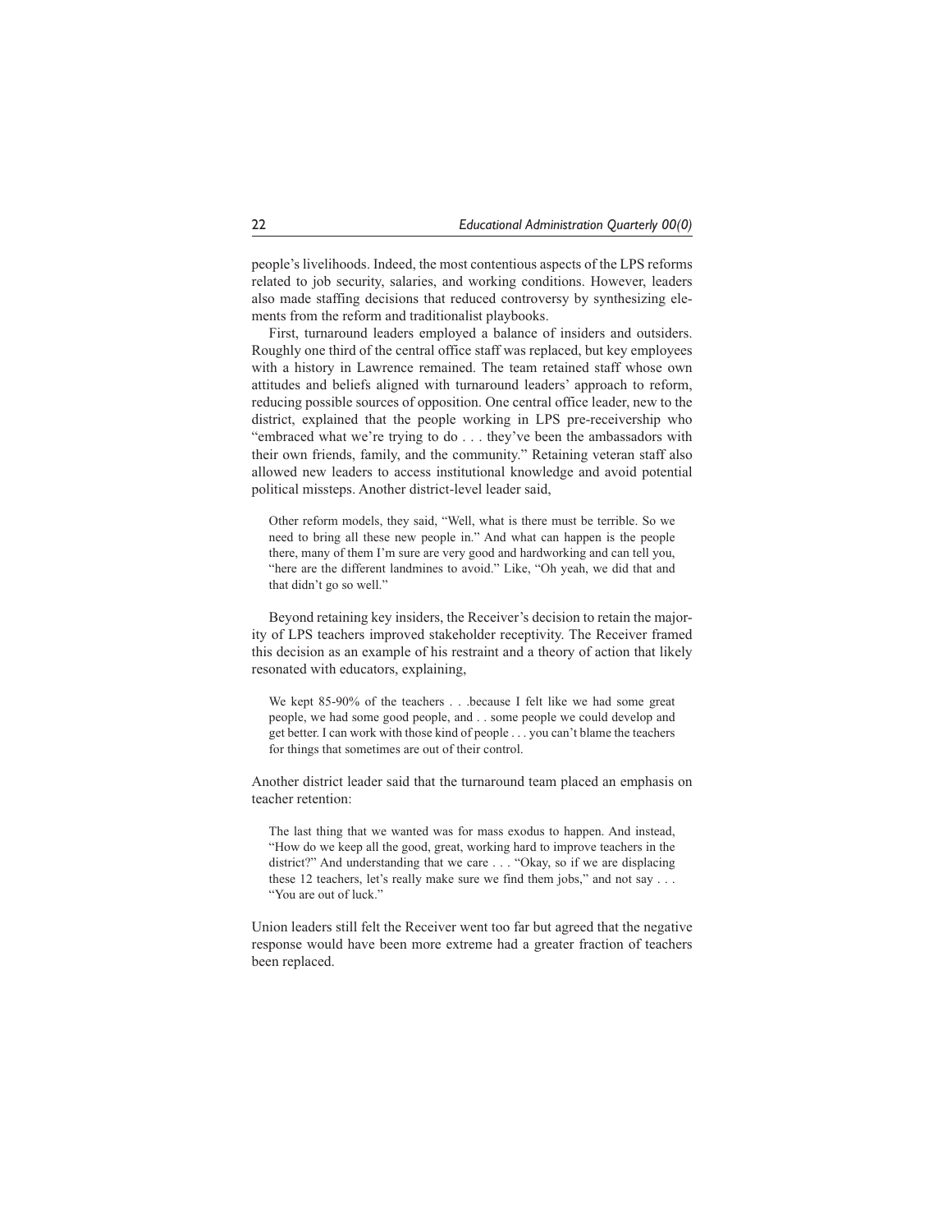people's livelihoods. Indeed, the most contentious aspects of the LPS reforms related to job security, salaries, and working conditions. However, leaders also made staffing decisions that reduced controversy by synthesizing elements from the reform and traditionalist playbooks.

First, turnaround leaders employed a balance of insiders and outsiders. Roughly one third of the central office staff was replaced, but key employees with a history in Lawrence remained. The team retained staff whose own attitudes and beliefs aligned with turnaround leaders' approach to reform, reducing possible sources of opposition. One central office leader, new to the district, explained that the people working in LPS pre-receivership who "embraced what we're trying to do . . . they've been the ambassadors with their own friends, family, and the community." Retaining veteran staff also allowed new leaders to access institutional knowledge and avoid potential political missteps. Another district-level leader said,

> Other reform models, they said, "Well, what is there must be terrible. So we need to bring all these new people in." And what can happen is the people there, many of them I'm sure are very good and hardworking and can tell you, "here are the different landmines to avoid." Like, "Oh yeah, we did that and that didn't go so well."

Beyond retaining key insiders, the Receiver's decision to retain the majority of LPS teachers improved stakeholder receptivity. The Receiver framed this decision as an example of his restraint and a theory of action that likely resonated with educators, explaining,

> We kept 85-90% of the teachers . . .because I felt like we had some great people, we had some good people, and . . some people we could develop and get better. I can work with those kind of people . . . you can't blame the teachers for things that sometimes are out of their control.

Another district leader said that the turnaround team placed an emphasis on teacher retention:

> The last thing that we wanted was for mass exodus to happen. And instead, "How do we keep all the good, great, working hard to improve teachers in the district?" And understanding that we care . . . "Okay, so if we are displacing these 12 teachers, let's really make sure we find them jobs," and not say . . . "You are out of luck."

Union leaders still felt the Receiver went too far but agreed that the negative response would have been more extreme had a greater fraction of teachers been replaced.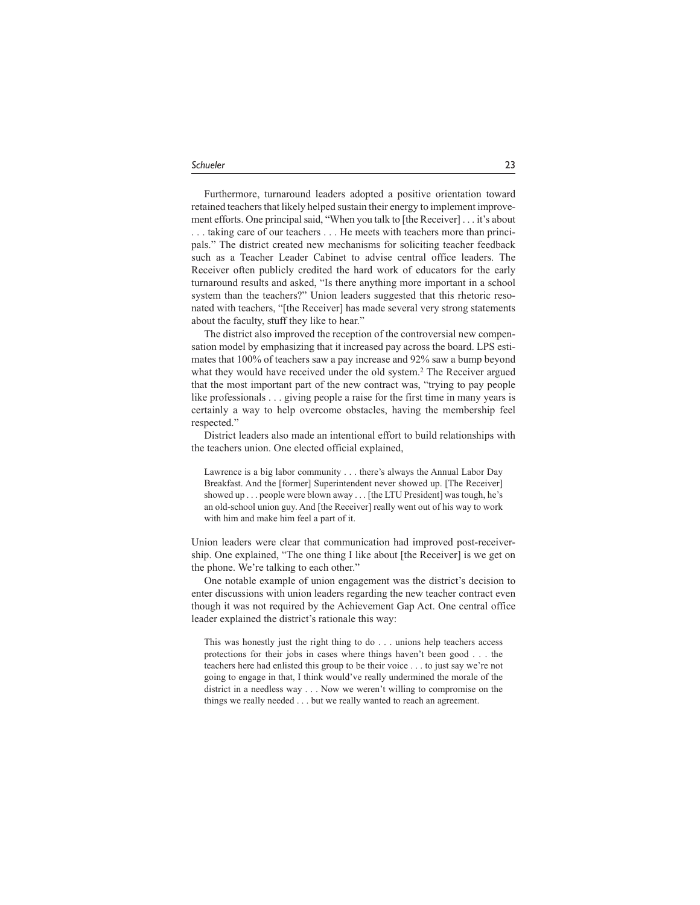Furthermore, turnaround leaders adopted a positive orientation toward retained teachers that likely helped sustain their energy to implement improvement efforts. One principal said, "When you talk to [the Receiver] . . . it's about . . . taking care of our teachers . . . He meets with teachers more than principals." The district created new mechanisms for soliciting teacher feedback such as a Teacher Leader Cabinet to advise central office leaders. The Receiver often publicly credited the hard work of educators for the early turnaround results and asked, "Is there anything more important in a school system than the teachers?" Union leaders suggested that this rhetoric resonated with teachers, "[the Receiver] has made several very strong statements about the faculty, stuff they like to hear."

The district also improved the reception of the controversial new compensation model by emphasizing that it increased pay across the board. LPS estimates that 100% of teachers saw a pay increase and 92% saw a bump beyond what they would have received under the old system.[2] The Receiver argued that the most important part of the new contract was, "trying to pay people like professionals . . . giving people a raise for the first time in many years is certainly a way to help overcome obstacles, having the membership feel respected."

District leaders also made an intentional effort to build relationships with the teachers union. One elected official explained,

> Lawrence is a big labor community . . . there's always the Annual Labor Day Breakfast. And the [former] Superintendent never showed up. [The Receiver] showed up . . . people were blown away . . . [the LTU President] was tough, he's an old-school union guy. And [the Receiver] really went out of his way to work with him and make him feel a part of it.

Union leaders were clear that communication had improved post-receivership. One explained, "The one thing I like about [the Receiver] is we get on the phone. We're talking to each other."

One notable example of union engagement was the district's decision to enter discussions with union leaders regarding the new teacher contract even though it was not required by the Achievement Gap Act. One central office leader explained the district's rationale this way:

> This was honestly just the right thing to do . . . unions help teachers access protections for their jobs in cases where things haven't been good . . . the teachers here had enlisted this group to be their voice . . . to just say we're not going to engage in that, I think would've really undermined the morale of the district in a needless way . . . Now we weren't willing to compromise on the things we really needed . . . but we really wanted to reach an agreement.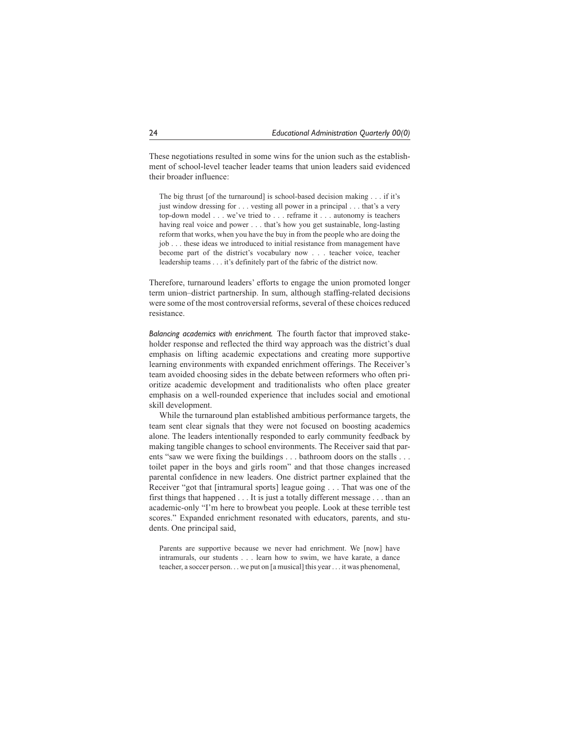These negotiations resulted in some wins for the union such as the establishment of school-level teacher leader teams that union leaders said evidenced their broader influence:

> The big thrust [of the turnaround] is school-based decision making . . . if it's just window dressing for . . . vesting all power in a principal . . . that's a very top-down model . . . we've tried to . . . reframe it . . . autonomy is teachers having real voice and power . . . that's how you get sustainable, long-lasting reform that works, when you have the buy in from the people who are doing the job . . . these ideas we introduced to initial resistance from management have become part of the district's vocabulary now . . . teacher voice, teacher leadership teams . . . it's definitely part of the fabric of the district now.

Therefore, turnaround leaders' efforts to engage the union promoted longer term union–district partnership. In sum, although staffing-related decisions were some of the most controversial reforms, several of these choices reduced resistance.

*Balancing academics with enrichment.* The fourth factor that improved stakeholder response and reflected the third way approach was the district's dual emphasis on lifting academic expectations and creating more supportive learning environments with expanded enrichment offerings. The Receiver's team avoided choosing sides in the debate between reformers who often prioritize academic development and traditionalists who often place greater emphasis on a well-rounded experience that includes social and emotional skill development.

While the turnaround plan established ambitious performance targets, the team sent clear signals that they were not focused on boosting academics alone. The leaders intentionally responded to early community feedback by making tangible changes to school environments. The Receiver said that parents "saw we were fixing the buildings . . . bathroom doors on the stalls . . . toilet paper in the boys and girls room" and that those changes increased parental confidence in new leaders. One district partner explained that the Receiver "got that [intramural sports] league going . . . That was one of the first things that happened . . . It is just a totally different message . . . than an academic-only "I'm here to browbeat you people. Look at these terrible test scores." Expanded enrichment resonated with educators, parents, and students. One principal said,

> Parents are supportive because we never had enrichment. We [now] have intramurals, our students . . . learn how to swim, we have karate, a dance teacher, a soccer person. . . we put on [a musical] this year . . . it was phenomenal,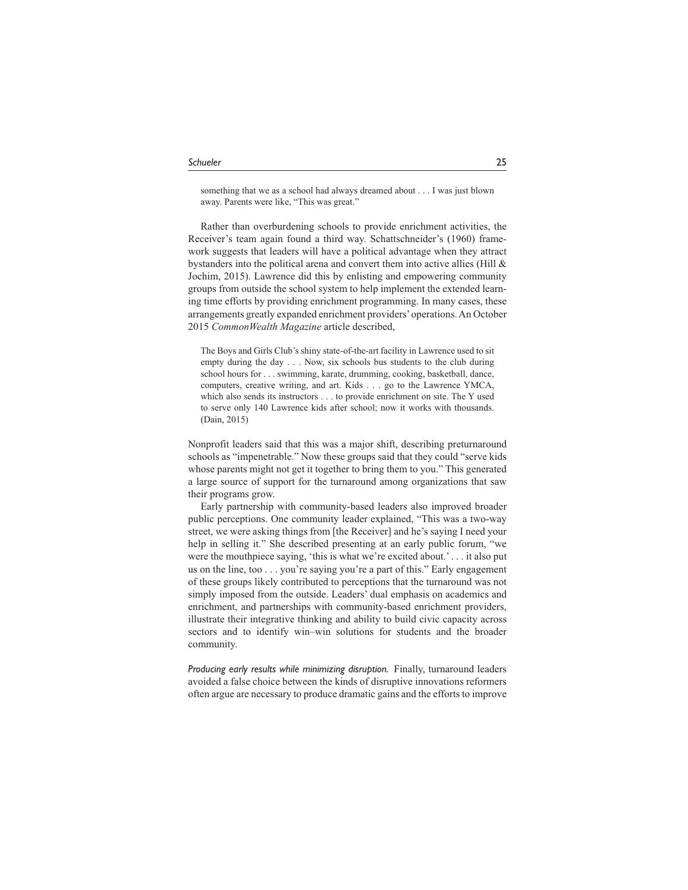> something that we as a school had always dreamed about . . . I was just blown away. Parents were like, "This was great."

Rather than overburdening schools to provide enrichment activities, the Receiver's team again found a third way. Schattschneider's (1960) framework suggests that leaders will have a political advantage when they attract bystanders into the political arena and convert them into active allies (Hill & Jochim, 2015). Lawrence did this by enlisting and empowering community groups from outside the school system to help implement the extended learning time efforts by providing enrichment programming. In many cases, these arrangements greatly expanded enrichment providers' operations. An October 2015 *CommonWealth Magazine* article described,

> The Boys and Girls Club's shiny state-of-the-art facility in Lawrence used to sit empty during the day . . . Now, six schools bus students to the club during school hours for . . . swimming, karate, drumming, cooking, basketball, dance, computers, creative writing, and art. Kids . . . go to the Lawrence YMCA, which also sends its instructors . . . to provide enrichment on site. The Y used to serve only 140 Lawrence kids after school; now it works with thousands. (Dain, 2015)

Nonprofit leaders said that this was a major shift, describing preturnaround schools as "impenetrable." Now these groups said that they could "serve kids whose parents might not get it together to bring them to you." This generated a large source of support for the turnaround among organizations that saw their programs grow.

Early partnership with community-based leaders also improved broader public perceptions. One community leader explained, "This was a two-way street, we were asking things from [the Receiver] and he's saying I need your help in selling it." She described presenting at an early public forum, "we were the mouthpiece saying, 'this is what we're excited about.' . . . it also put us on the line, too . . . you're saying you're a part of this." Early engagement of these groups likely contributed to perceptions that the turnaround was not simply imposed from the outside. Leaders' dual emphasis on academics and enrichment, and partnerships with community-based enrichment providers, illustrate their integrative thinking and ability to build civic capacity across sectors and to identify win–win solutions for students and the broader community.

*Producing early results while minimizing disruption.* Finally, turnaround leaders avoided a false choice between the kinds of disruptive innovations reformers often argue are necessary to produce dramatic gains and the efforts to improve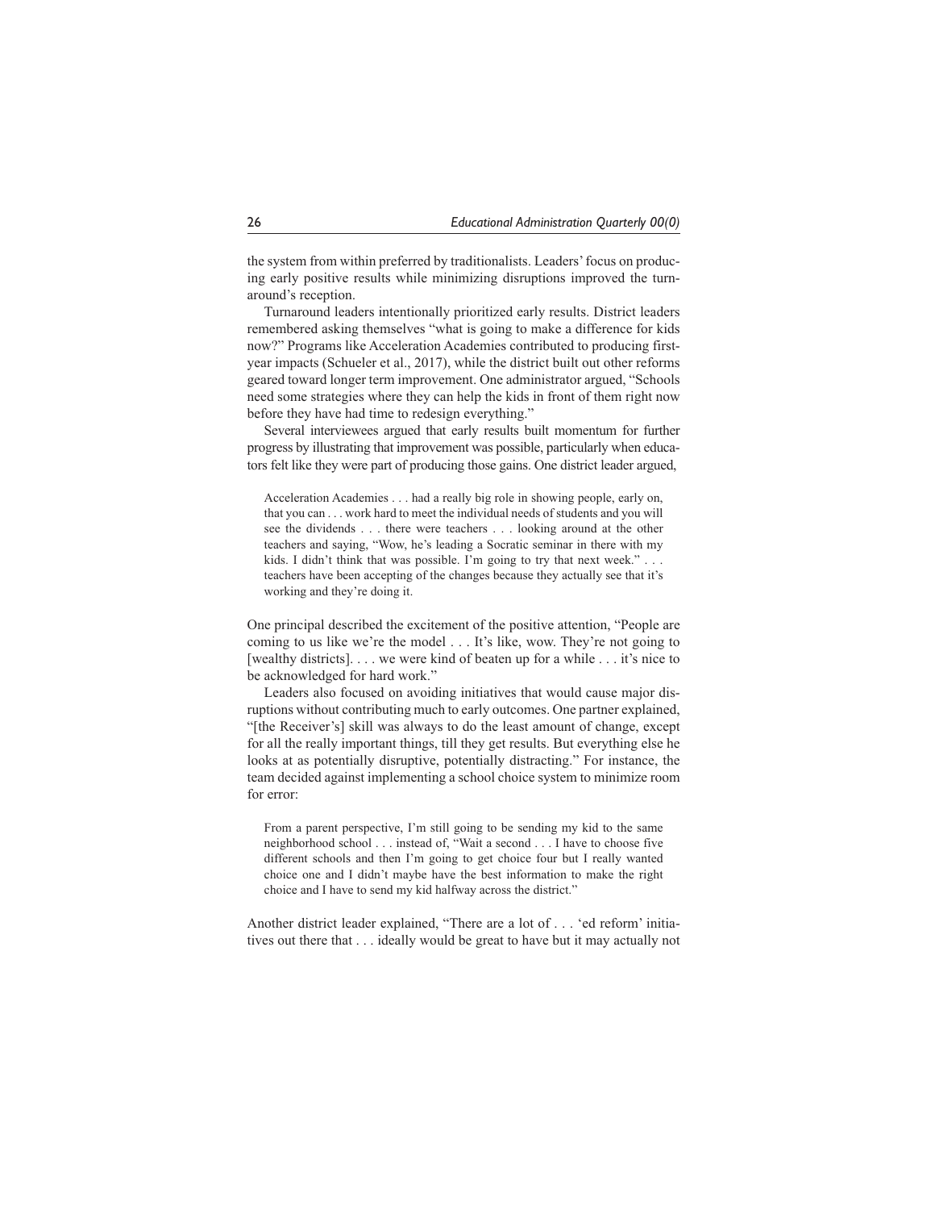the system from within preferred by traditionalists. Leaders' focus on producing early positive results while minimizing disruptions improved the turnaround's reception.

Turnaround leaders intentionally prioritized early results. District leaders remembered asking themselves "what is going to make a difference for kids now?" Programs like Acceleration Academies contributed to producing first-year impacts (Schueler et al., 2017), while the district built out other reforms geared toward longer term improvement. One administrator argued, "Schools need some strategies where they can help the kids in front of them right now before they have had time to redesign everything."

Several interviewees argued that early results built momentum for further progress by illustrating that improvement was possible, particularly when educators felt like they were part of producing those gains. One district leader argued,

> Acceleration Academies . . . had a really big role in showing people, early on, that you can . . . work hard to meet the individual needs of students and you will see the dividends . . . there were teachers . . . looking around at the other teachers and saying, "Wow, he's leading a Socratic seminar in there with my kids. I didn't think that was possible. I'm going to try that next week." . . . teachers have been accepting of the changes because they actually see that it's working and they're doing it.

One principal described the excitement of the positive attention, "People are coming to us like we're the model . . . It's like, wow. They're not going to [wealthy districts]. . . . we were kind of beaten up for a while . . . it's nice to be acknowledged for hard work."

Leaders also focused on avoiding initiatives that would cause major disruptions without contributing much to early outcomes. One partner explained, "[the Receiver's] skill was always to do the least amount of change, except for all the really important things, till they get results. But everything else he looks at as potentially disruptive, potentially distracting." For instance, the team decided against implementing a school choice system to minimize room for error:

> From a parent perspective, I'm still going to be sending my kid to the same neighborhood school . . . instead of, "Wait a second . . . I have to choose five different schools and then I'm going to get choice four but I really wanted choice one and I didn't maybe have the best information to make the right choice and I have to send my kid halfway across the district."

Another district leader explained, "There are a lot of . . . 'ed reform' initiatives out there that . . . ideally would be great to have but it may actually not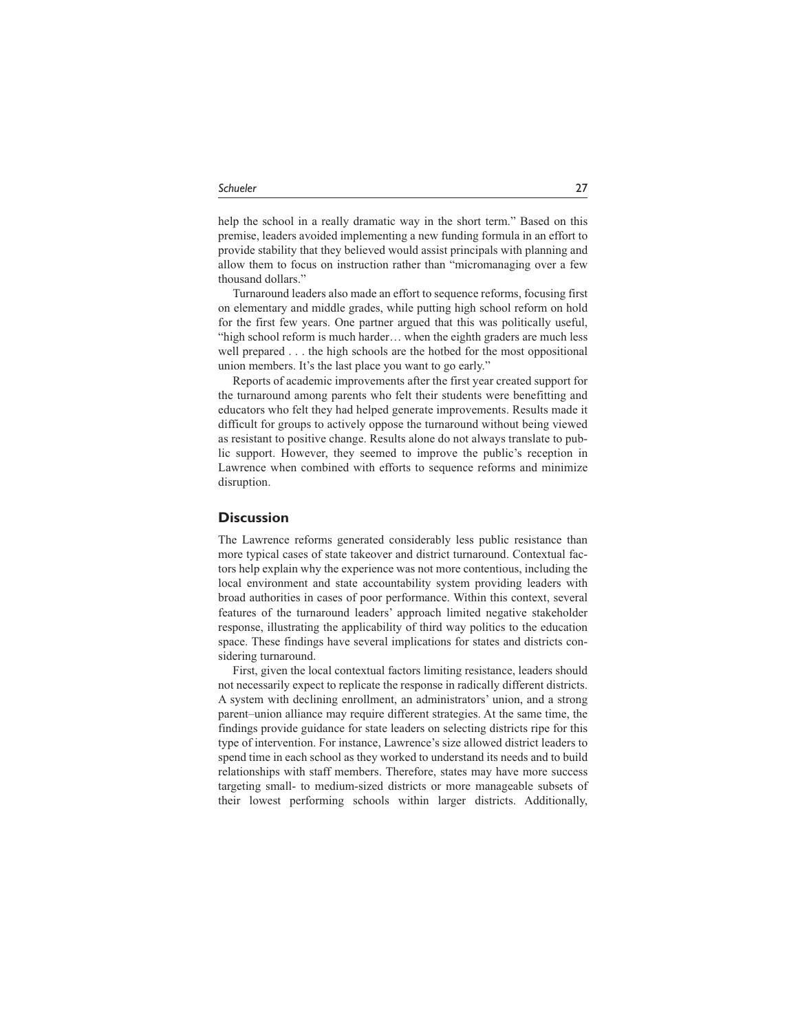help the school in a really dramatic way in the short term." Based on this premise, leaders avoided implementing a new funding formula in an effort to provide stability that they believed would assist principals with planning and allow them to focus on instruction rather than "micromanaging over a few thousand dollars."

Turnaround leaders also made an effort to sequence reforms, focusing first on elementary and middle grades, while putting high school reform on hold for the first few years. One partner argued that this was politically useful, "high school reform is much harder… when the eighth graders are much less well prepared . . . the high schools are the hotbed for the most oppositional union members. It's the last place you want to go early."

Reports of academic improvements after the first year created support for the turnaround among parents who felt their students were benefitting and educators who felt they had helped generate improvements. Results made it difficult for groups to actively oppose the turnaround without being viewed as resistant to positive change. Results alone do not always translate to public support. However, they seemed to improve the public's reception in Lawrence when combined with efforts to sequence reforms and minimize disruption.

## Discussion

The Lawrence reforms generated considerably less public resistance than more typical cases of state takeover and district turnaround. Contextual factors help explain why the experience was not more contentious, including the local environment and state accountability system providing leaders with broad authorities in cases of poor performance. Within this context, several features of the turnaround leaders' approach limited negative stakeholder response, illustrating the applicability of third way politics to the education space. These findings have several implications for states and districts considering turnaround.

First, given the local contextual factors limiting resistance, leaders should not necessarily expect to replicate the response in radically different districts. A system with declining enrollment, an administrators' union, and a strong parent–union alliance may require different strategies. At the same time, the findings provide guidance for state leaders on selecting districts ripe for this type of intervention. For instance, Lawrence's size allowed district leaders to spend time in each school as they worked to understand its needs and to build relationships with staff members. Therefore, states may have more success targeting small- to medium-sized districts or more manageable subsets of their lowest performing schools within larger districts. Additionally,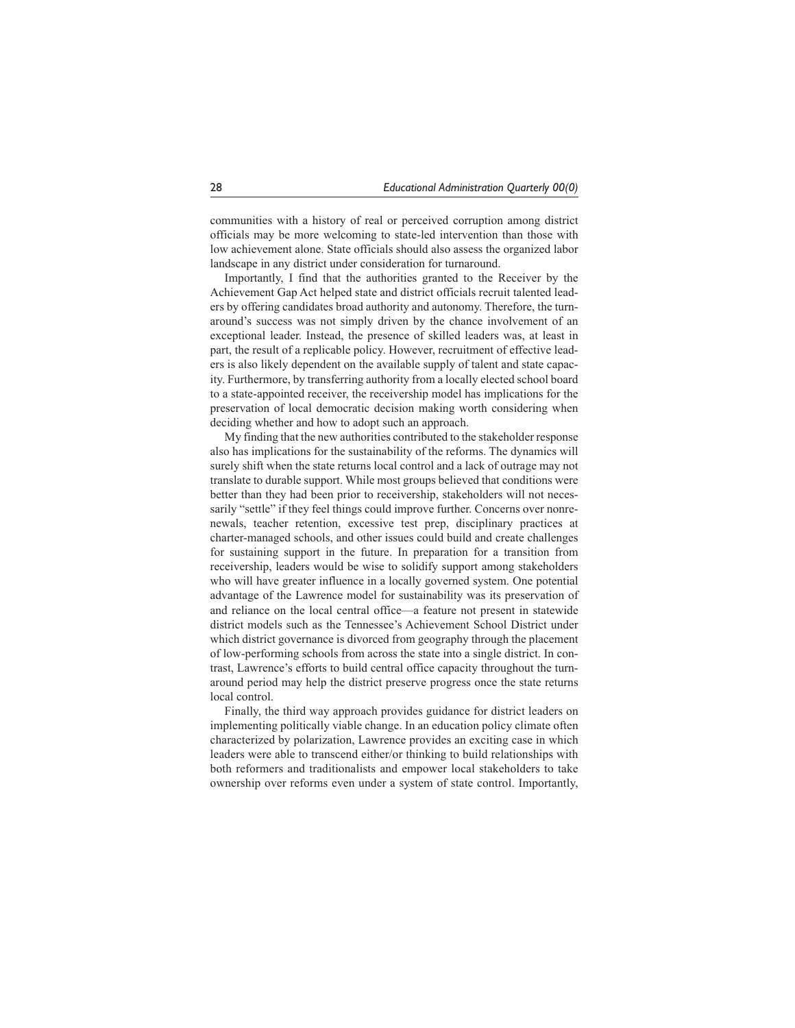communities with a history of real or perceived corruption among district officials may be more welcoming to state-led intervention than those with low achievement alone. State officials should also assess the organized labor landscape in any district under consideration for turnaround.

Importantly, I find that the authorities granted to the Receiver by the Achievement Gap Act helped state and district officials recruit talented leaders by offering candidates broad authority and autonomy. Therefore, the turnaround's success was not simply driven by the chance involvement of an exceptional leader. Instead, the presence of skilled leaders was, at least in part, the result of a replicable policy. However, recruitment of effective leaders is also likely dependent on the available supply of talent and state capacity. Furthermore, by transferring authority from a locally elected school board to a state-appointed receiver, the receivership model has implications for the preservation of local democratic decision making worth considering when deciding whether and how to adopt such an approach.

My finding that the new authorities contributed to the stakeholder response also has implications for the sustainability of the reforms. The dynamics will surely shift when the state returns local control and a lack of outrage may not translate to durable support. While most groups believed that conditions were better than they had been prior to receivership, stakeholders will not necessarily "settle" if they feel things could improve further. Concerns over nonrenewals, teacher retention, excessive test prep, disciplinary practices at charter-managed schools, and other issues could build and create challenges for sustaining support in the future. In preparation for a transition from receivership, leaders would be wise to solidify support among stakeholders who will have greater influence in a locally governed system. One potential advantage of the Lawrence model for sustainability was its preservation of and reliance on the local central office—a feature not present in statewide district models such as the Tennessee's Achievement School District under which district governance is divorced from geography through the placement of low-performing schools from across the state into a single district. In contrast, Lawrence's efforts to build central office capacity throughout the turnaround period may help the district preserve progress once the state returns local control.

Finally, the third way approach provides guidance for district leaders on implementing politically viable change. In an education policy climate often characterized by polarization, Lawrence provides an exciting case in which leaders were able to transcend either/or thinking to build relationships with both reformers and traditionalists and empower local stakeholders to take ownership over reforms even under a system of state control. Importantly,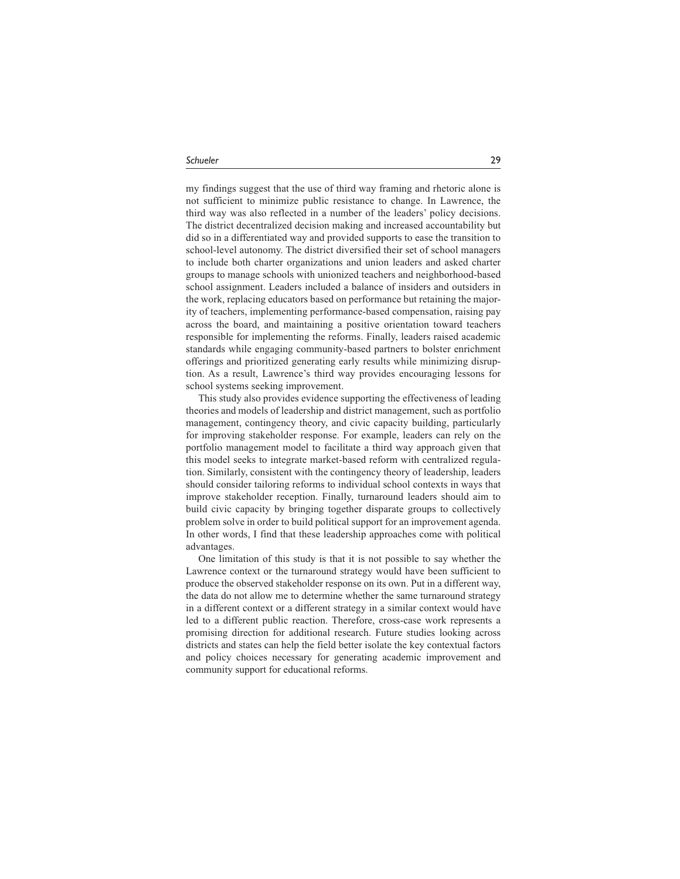my findings suggest that the use of third way framing and rhetoric alone is not sufficient to minimize public resistance to change. In Lawrence, the third way was also reflected in a number of the leaders' policy decisions. The district decentralized decision making and increased accountability but did so in a differentiated way and provided supports to ease the transition to school-level autonomy. The district diversified their set of school managers to include both charter organizations and union leaders and asked charter groups to manage schools with unionized teachers and neighborhood-based school assignment. Leaders included a balance of insiders and outsiders in the work, replacing educators based on performance but retaining the majority of teachers, implementing performance-based compensation, raising pay across the board, and maintaining a positive orientation toward teachers responsible for implementing the reforms. Finally, leaders raised academic standards while engaging community-based partners to bolster enrichment offerings and prioritized generating early results while minimizing disruption. As a result, Lawrence's third way provides encouraging lessons for school systems seeking improvement.

This study also provides evidence supporting the effectiveness of leading theories and models of leadership and district management, such as portfolio management, contingency theory, and civic capacity building, particularly for improving stakeholder response. For example, leaders can rely on the portfolio management model to facilitate a third way approach given that this model seeks to integrate market-based reform with centralized regulation. Similarly, consistent with the contingency theory of leadership, leaders should consider tailoring reforms to individual school contexts in ways that improve stakeholder reception. Finally, turnaround leaders should aim to build civic capacity by bringing together disparate groups to collectively problem solve in order to build political support for an improvement agenda. In other words, I find that these leadership approaches come with political advantages.

One limitation of this study is that it is not possible to say whether the Lawrence context or the turnaround strategy would have been sufficient to produce the observed stakeholder response on its own. Put in a different way, the data do not allow me to determine whether the same turnaround strategy in a different context or a different strategy in a similar context would have led to a different public reaction. Therefore, cross-case work represents a promising direction for additional research. Future studies looking across districts and states can help the field better isolate the key contextual factors and policy choices necessary for generating academic improvement and community support for educational reforms.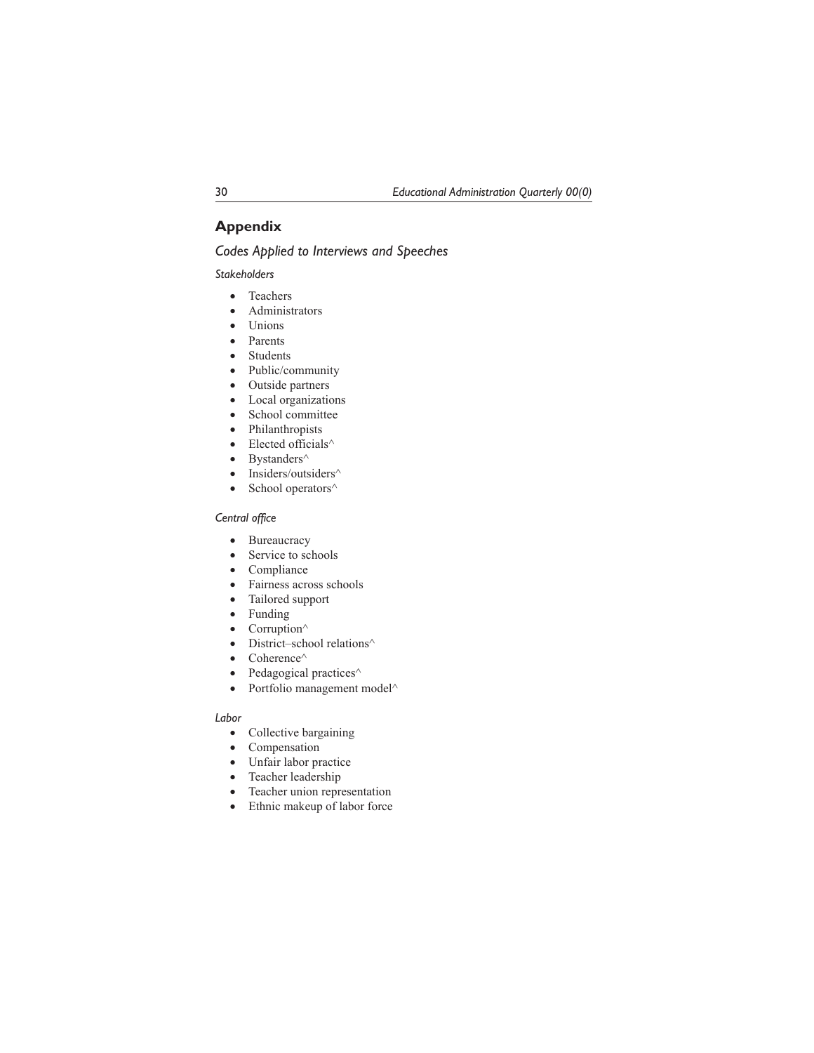## Appendix

### *Codes Applied to Interviews and Speeches*

#### *Stakeholders*

- Teachers
- Administrators
- Unions
- Parents
- Students
- Public/community
- Outside partners
- Local organizations
- School committee
- Philanthropists
- Elected officials^
- Bystanders^
- Insiders/outsiders^
- School operators^

#### *Central office*

- Bureaucracy
- Service to schools
- Compliance
- Fairness across schools
- Tailored support
- Funding
- Corruption^
- District–school relations^
- Coherence^
- Pedagogical practices^
- Portfolio management model^

#### *Labor*

- Collective bargaining
- Compensation
- Unfair labor practice
- Teacher leadership
- Teacher union representation
- Ethnic makeup of labor force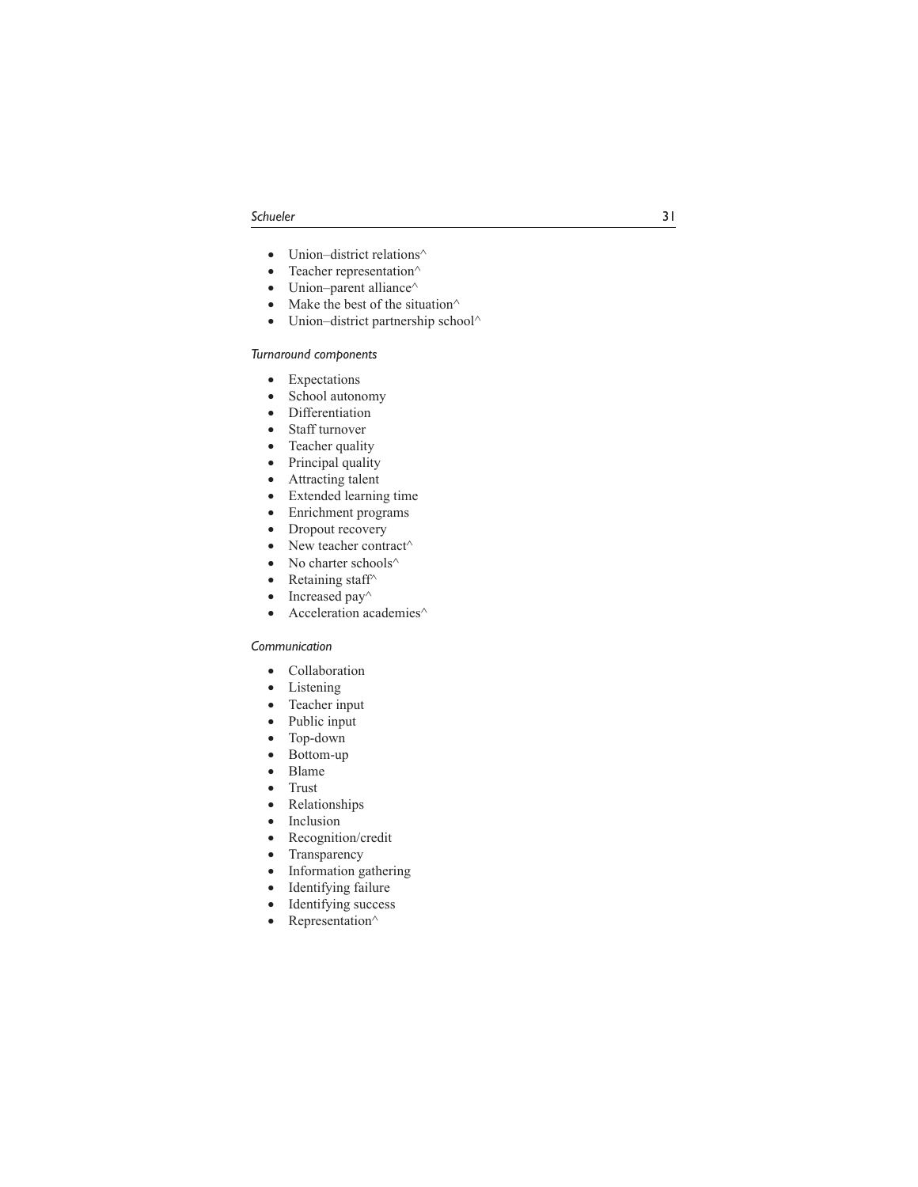- Union–district relations^
- Teacher representation^
- Union–parent alliance^
- Make the best of the situation^
- Union–district partnership school^

*Turnaround components*

- Expectations
- School autonomy
- Differentiation
- Staff turnover
- Teacher quality
- Principal quality
- Attracting talent
- Extended learning time
- Enrichment programs
- Dropout recovery
- New teacher contract^
- No charter schools^
- Retaining staff^
- Increased pay^
- Acceleration academies^

*Communication*

- Collaboration
- Listening
- Teacher input
- Public input
- Top-down
- Bottom-up
- Blame
- Trust
- Relationships
- Inclusion
- Recognition/credit
- Transparency
- Information gathering
- Identifying failure
- Identifying success
- Representation^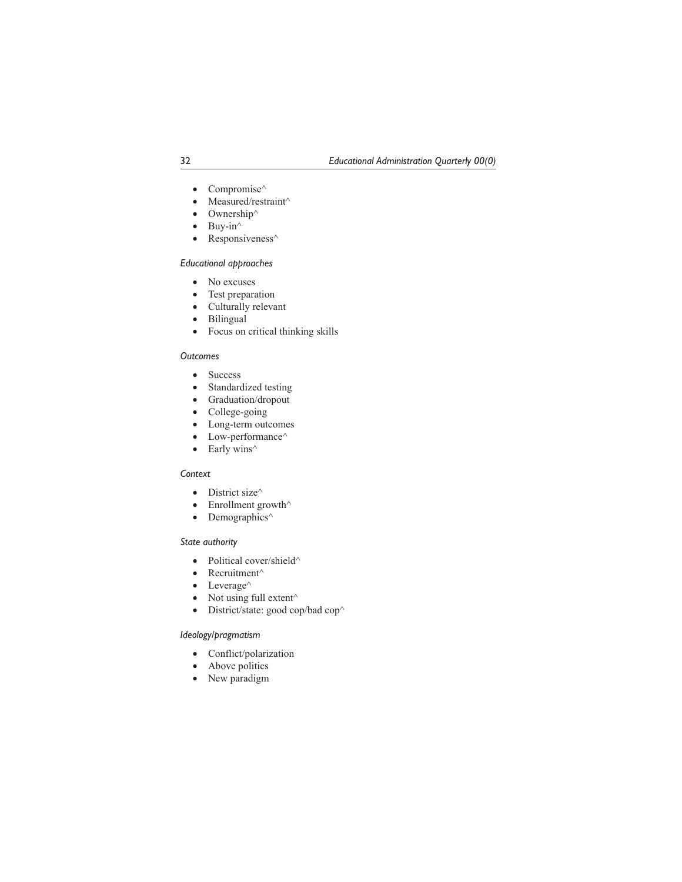- Compromise^
- Measured/restraint^
- Ownership^
- Buy-in^
- Responsiveness^

*Educational approaches*

- No excuses
- Test preparation
- Culturally relevant
- Bilingual
- Focus on critical thinking skills

*Outcomes*

- Success
- Standardized testing
- Graduation/dropout
- College-going
- Long-term outcomes
- Low-performance^
- Early wins^

*Context*

- District size^
- Enrollment growth^
- Demographics^

*State authority*

- Political cover/shield^
- Recruitment^
- Leverage^
- Not using full extent^
- District/state: good cop/bad cop^

*Ideology/pragmatism*

- Conflict/polarization
- Above politics
- New paradigm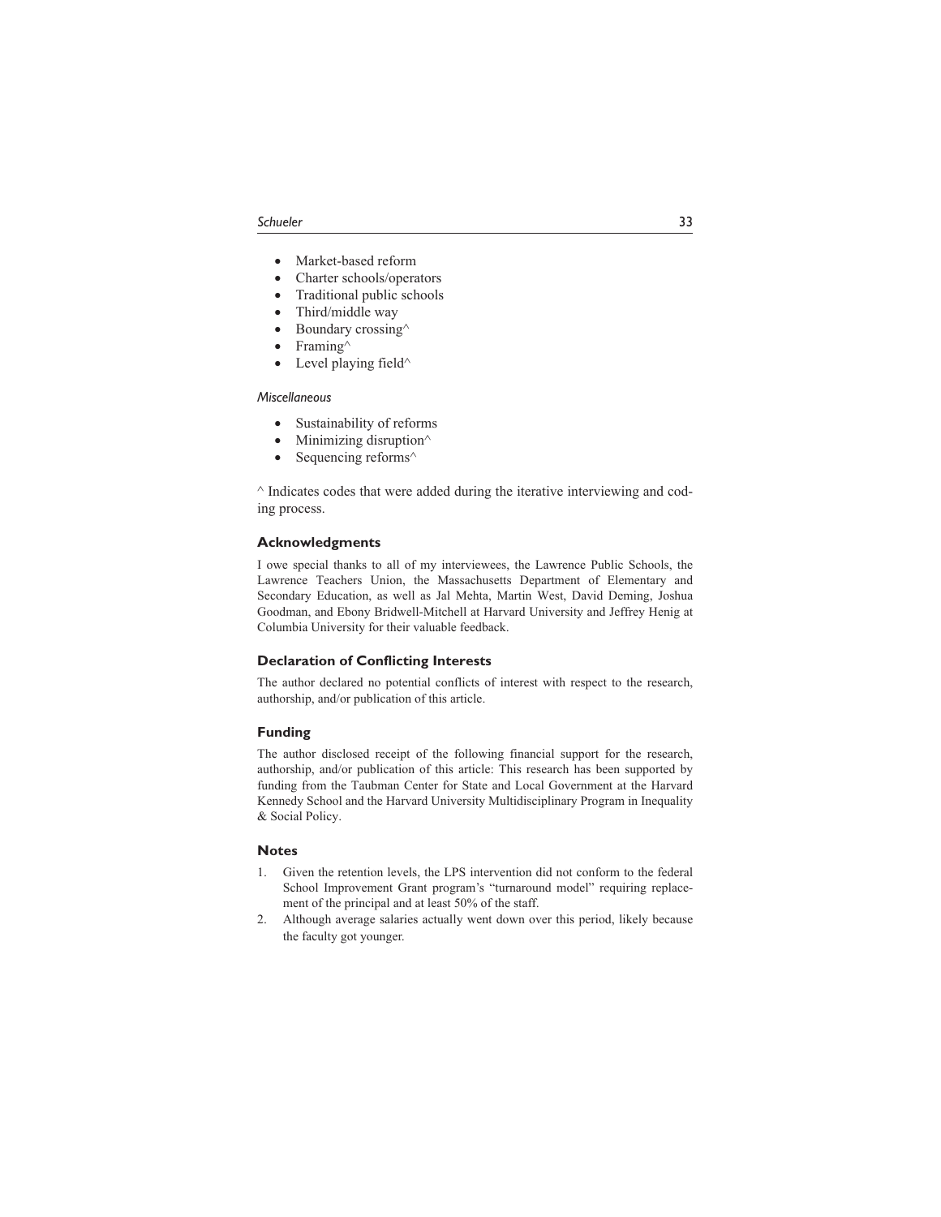- Market-based reform
- Charter schools/operators
- Traditional public schools
- Third/middle way
- Boundary crossing^
- Framing^
- Level playing field^

*Miscellaneous*

- Sustainability of reforms
- Minimizing disruption^
- Sequencing reforms^

^ Indicates codes that were added during the iterative interviewing and coding process.

### Acknowledgments

I owe special thanks to all of my interviewees, the Lawrence Public Schools, the Lawrence Teachers Union, the Massachusetts Department of Elementary and Secondary Education, as well as Jal Mehta, Martin West, David Deming, Joshua Goodman, and Ebony Bridwell-Mitchell at Harvard University and Jeffrey Henig at Columbia University for their valuable feedback.

### Declaration of Conflicting Interests

The author declared no potential conflicts of interest with respect to the research, authorship, and/or publication of this article.

### Funding

The author disclosed receipt of the following financial support for the research, authorship, and/or publication of this article: This research has been supported by funding from the Taubman Center for State and Local Government at the Harvard Kennedy School and the Harvard University Multidisciplinary Program in Inequality & Social Policy.

### Notes

1. Given the retention levels, the LPS intervention did not conform to the federal School Improvement Grant program's "turnaround model" requiring replacement of the principal and at least 50% of the staff.
2. Although average salaries actually went down over this period, likely because the faculty got younger.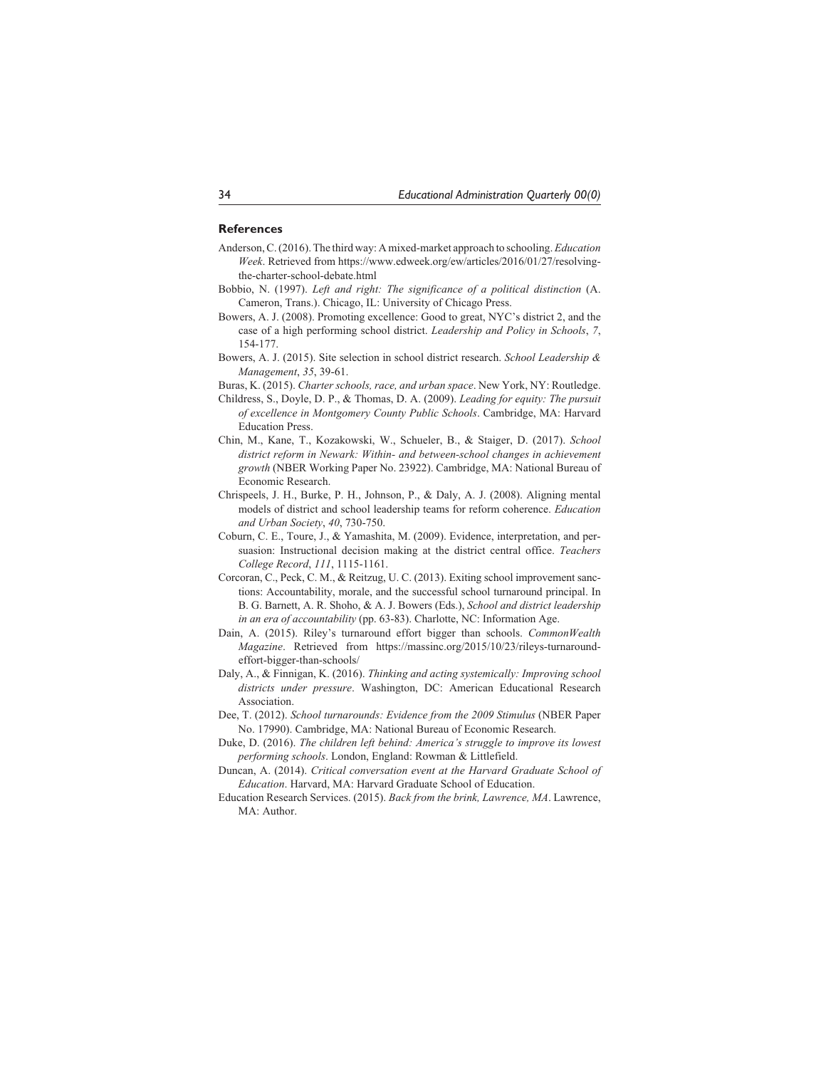## References

Anderson, C. (2016). The third way: A mixed-market approach to schooling. *Education Week*. Retrieved from https://www.edweek.org/ew/articles/2016/01/27/resolving-the-charter-school-debate.html

Bobbio, N. (1997). *Left and right: The significance of a political distinction* (A. Cameron, Trans.). Chicago, IL: University of Chicago Press.

Bowers, A. J. (2008). Promoting excellence: Good to great, NYC's district 2, and the case of a high performing school district. *Leadership and Policy in Schools*, *7*, 154-177.

Bowers, A. J. (2015). Site selection in school district research. *School Leadership & Management*, *35*, 39-61.

Buras, K. (2015). *Charter schools, race, and urban space*. New York, NY: Routledge.

Childress, S., Doyle, D. P., & Thomas, D. A. (2009). *Leading for equity: The pursuit of excellence in Montgomery County Public Schools*. Cambridge, MA: Harvard Education Press.

Chin, M., Kane, T., Kozakowski, W., Schueler, B., & Staiger, D. (2017). *School district reform in Newark: Within- and between-school changes in achievement growth* (NBER Working Paper No. 23922). Cambridge, MA: National Bureau of Economic Research.

Chrispeels, J. H., Burke, P. H., Johnson, P., & Daly, A. J. (2008). Aligning mental models of district and school leadership teams for reform coherence. *Education and Urban Society*, *40*, 730-750.

Coburn, C. E., Toure, J., & Yamashita, M. (2009). Evidence, interpretation, and persuasion: Instructional decision making at the district central office. *Teachers College Record*, *111*, 1115-1161.

Corcoran, C., Peck, C. M., & Reitzug, U. C. (2013). Exiting school improvement sanctions: Accountability, morale, and the successful school turnaround principal. In B. G. Barnett, A. R. Shoho, & A. J. Bowers (Eds.), *School and district leadership in an era of accountability* (pp. 63-83). Charlotte, NC: Information Age.

Dain, A. (2015). Riley's turnaround effort bigger than schools. *CommonWealth Magazine*. Retrieved from https://massinc.org/2015/10/23/rileys-turnaround-effort-bigger-than-schools/

Daly, A., & Finnigan, K. (2016). *Thinking and acting systemically: Improving school districts under pressure*. Washington, DC: American Educational Research Association.

Dee, T. (2012). *School turnarounds: Evidence from the 2009 Stimulus* (NBER Paper No. 17990). Cambridge, MA: National Bureau of Economic Research.

Duke, D. (2016). *The children left behind: America's struggle to improve its lowest performing schools*. London, England: Rowman & Littlefield.

Duncan, A. (2014). *Critical conversation event at the Harvard Graduate School of Education*. Harvard, MA: Harvard Graduate School of Education.

Education Research Services. (2015). *Back from the brink, Lawrence, MA*. Lawrence, MA: Author.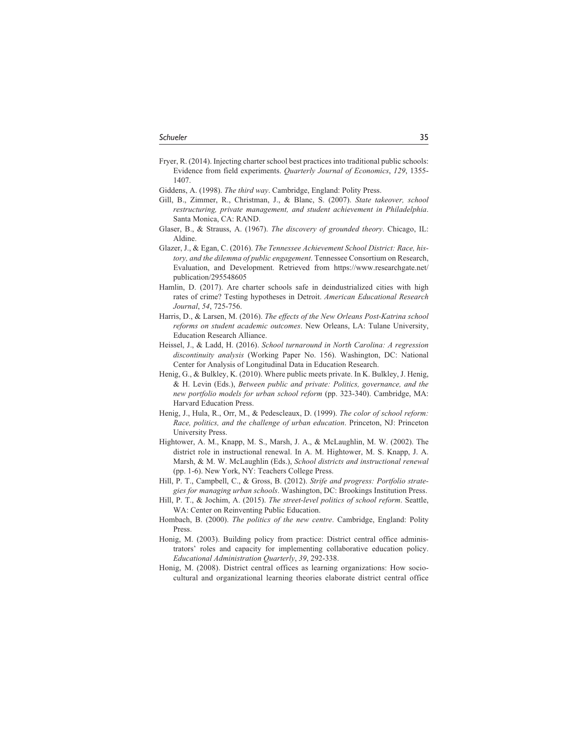Fryer, R. (2014). Injecting charter school best practices into traditional public schools: Evidence from field experiments. *Quarterly Journal of Economics*, *129*, 1355-1407.

Giddens, A. (1998). *The third way*. Cambridge, England: Polity Press.

Gill, B., Zimmer, R., Christman, J., & Blanc, S. (2007). *State takeover, school restructuring, private management, and student achievement in Philadelphia*. Santa Monica, CA: RAND.

Glaser, B., & Strauss, A. (1967). *The discovery of grounded theory*. Chicago, IL: Aldine.

Glazer, J., & Egan, C. (2016). *The Tennessee Achievement School District: Race, history, and the dilemma of public engagement*. Tennessee Consortium on Research, Evaluation, and Development. Retrieved from https://www.researchgate.net/publication/295548605

Hamlin, D. (2017). Are charter schools safe in deindustrialized cities with high rates of crime? Testing hypotheses in Detroit. *American Educational Research Journal*, *54*, 725-756.

Harris, D., & Larsen, M. (2016). *The effects of the New Orleans Post-Katrina school reforms on student academic outcomes*. New Orleans, LA: Tulane University, Education Research Alliance.

Heissel, J., & Ladd, H. (2016). *School turnaround in North Carolina: A regression discontinuity analysis* (Working Paper No. 156). Washington, DC: National Center for Analysis of Longitudinal Data in Education Research.

Henig, G., & Bulkley, K. (2010). Where public meets private. In K. Bulkley, J. Henig, & H. Levin (Eds.), *Between public and private: Politics, governance, and the new portfolio models for urban school reform* (pp. 323-340). Cambridge, MA: Harvard Education Press.

Henig, J., Hula, R., Orr, M., & Pedescleaux, D. (1999). *The color of school reform: Race, politics, and the challenge of urban education*. Princeton, NJ: Princeton University Press.

Hightower, A. M., Knapp, M. S., Marsh, J. A., & McLaughlin, M. W. (2002). The district role in instructional renewal. In A. M. Hightower, M. S. Knapp, J. A. Marsh, & M. W. McLaughlin (Eds.), *School districts and instructional renewal* (pp. 1-6). New York, NY: Teachers College Press.

Hill, P. T., Campbell, C., & Gross, B. (2012). *Strife and progress: Portfolio strategies for managing urban schools*. Washington, DC: Brookings Institution Press.

Hill, P. T., & Jochim, A. (2015). *The street-level politics of school reform*. Seattle, WA: Center on Reinventing Public Education.

Hombach, B. (2000). *The politics of the new centre*. Cambridge, England: Polity Press.

Honig, M. (2003). Building policy from practice: District central office administrators' roles and capacity for implementing collaborative education policy. *Educational Administration Quarterly*, *39*, 292-338.

Honig, M. (2008). District central offices as learning organizations: How sociocultural and organizational learning theories elaborate district central office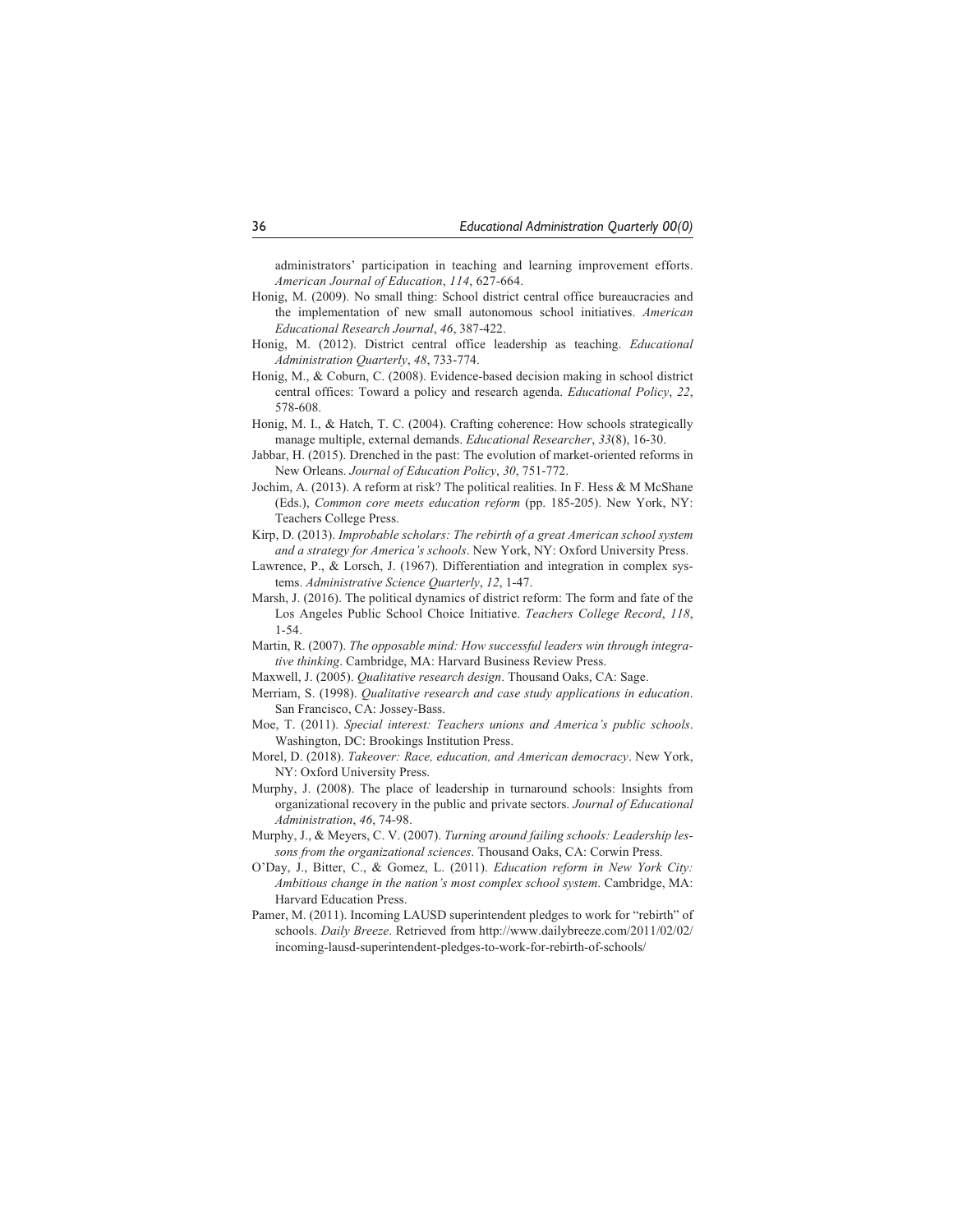administrators' participation in teaching and learning improvement efforts. *American Journal of Education*, *114*, 627-664.

Honig, M. (2009). No small thing: School district central office bureaucracies and the implementation of new small autonomous school initiatives. *American Educational Research Journal*, *46*, 387-422.

Honig, M. (2012). District central office leadership as teaching. *Educational Administration Quarterly*, *48*, 733-774.

Honig, M., & Coburn, C. (2008). Evidence-based decision making in school district central offices: Toward a policy and research agenda. *Educational Policy*, *22*, 578-608.

Honig, M. I., & Hatch, T. C. (2004). Crafting coherence: How schools strategically manage multiple, external demands. *Educational Researcher*, *33*(8), 16-30.

Jabbar, H. (2015). Drenched in the past: The evolution of market-oriented reforms in New Orleans. *Journal of Education Policy*, *30*, 751-772.

Jochim, A. (2013). A reform at risk? The political realities. In F. Hess & M McShane (Eds.), *Common core meets education reform* (pp. 185-205). New York, NY: Teachers College Press.

Kirp, D. (2013). *Improbable scholars: The rebirth of a great American school system and a strategy for America's schools*. New York, NY: Oxford University Press.

Lawrence, P., & Lorsch, J. (1967). Differentiation and integration in complex systems. *Administrative Science Quarterly*, *12*, 1-47.

Marsh, J. (2016). The political dynamics of district reform: The form and fate of the Los Angeles Public School Choice Initiative. *Teachers College Record*, *118*, 1-54.

Martin, R. (2007). *The opposable mind: How successful leaders win through integrative thinking*. Cambridge, MA: Harvard Business Review Press.

Maxwell, J. (2005). *Qualitative research design*. Thousand Oaks, CA: Sage.

Merriam, S. (1998). *Qualitative research and case study applications in education*. San Francisco, CA: Jossey-Bass.

Moe, T. (2011). *Special interest: Teachers unions and America's public schools*. Washington, DC: Brookings Institution Press.

Morel, D. (2018). *Takeover: Race, education, and American democracy*. New York, NY: Oxford University Press.

Murphy, J. (2008). The place of leadership in turnaround schools: Insights from organizational recovery in the public and private sectors. *Journal of Educational Administration*, *46*, 74-98.

Murphy, J., & Meyers, C. V. (2007). *Turning around failing schools: Leadership lessons from the organizational sciences*. Thousand Oaks, CA: Corwin Press.

O'Day, J., Bitter, C., & Gomez, L. (2011). *Education reform in New York City: Ambitious change in the nation's most complex school system*. Cambridge, MA: Harvard Education Press.

Pamer, M. (2011). Incoming LAUSD superintendent pledges to work for "rebirth" of schools. *Daily Breeze*. Retrieved from http://www.dailybreeze.com/2011/02/02/incoming-lausd-superintendent-pledges-to-work-for-rebirth-of-schools/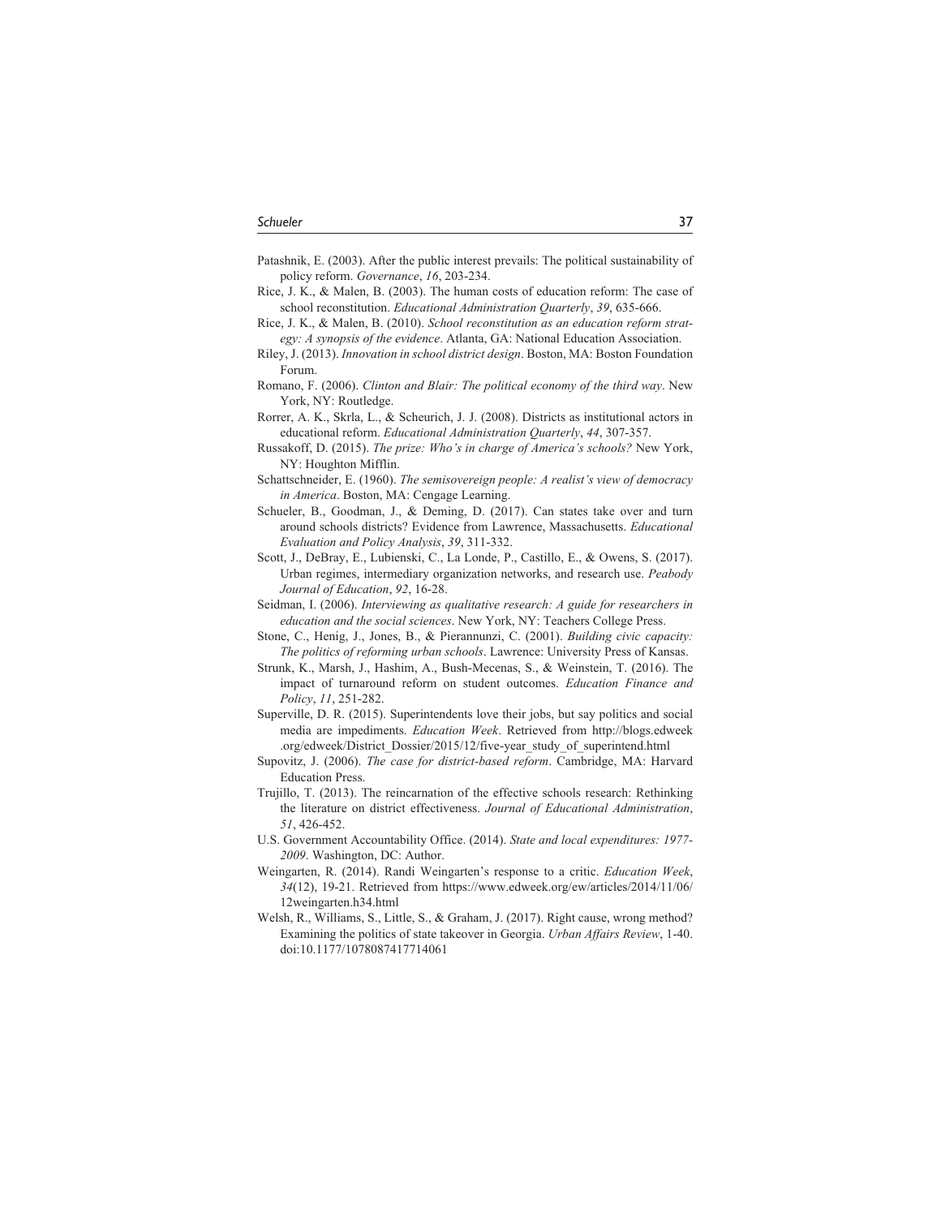Patashnik, E. (2003). After the public interest prevails: The political sustainability of policy reform. *Governance*, *16*, 203-234.

Rice, J. K., & Malen, B. (2003). The human costs of education reform: The case of school reconstitution. *Educational Administration Quarterly*, *39*, 635-666.

Rice, J. K., & Malen, B. (2010). *School reconstitution as an education reform strategy: A synopsis of the evidence*. Atlanta, GA: National Education Association.

Riley, J. (2013). *Innovation in school district design*. Boston, MA: Boston Foundation Forum.

Romano, F. (2006). *Clinton and Blair: The political economy of the third way*. New York, NY: Routledge.

Rorrer, A. K., Skrla, L., & Scheurich, J. J. (2008). Districts as institutional actors in educational reform. *Educational Administration Quarterly*, *44*, 307-357.

Russakoff, D. (2015). *The prize: Who's in charge of America's schools?* New York, NY: Houghton Mifflin.

Schattschneider, E. (1960). *The semisovereign people: A realist's view of democracy in America*. Boston, MA: Cengage Learning.

Schueler, B., Goodman, J., & Deming, D. (2017). Can states take over and turn around schools districts? Evidence from Lawrence, Massachusetts. *Educational Evaluation and Policy Analysis*, *39*, 311-332.

Scott, J., DeBray, E., Lubienski, C., La Londe, P., Castillo, E., & Owens, S. (2017). Urban regimes, intermediary organization networks, and research use. *Peabody Journal of Education*, *92*, 16-28.

Seidman, I. (2006). *Interviewing as qualitative research: A guide for researchers in education and the social sciences*. New York, NY: Teachers College Press.

Stone, C., Henig, J., Jones, B., & Pierannunzi, C. (2001). *Building civic capacity: The politics of reforming urban schools*. Lawrence: University Press of Kansas.

Strunk, K., Marsh, J., Hashim, A., Bush-Mecenas, S., & Weinstein, T. (2016). The impact of turnaround reform on student outcomes. *Education Finance and Policy*, *11*, 251-282.

Superville, D. R. (2015). Superintendents love their jobs, but say politics and social media are impediments. *Education Week*. Retrieved from http://blogs.edweek.org/edweek/District_Dossier/2015/12/five-year_study_of_superintend.html

Supovitz, J. (2006). *The case for district-based reform*. Cambridge, MA: Harvard Education Press.

Trujillo, T. (2013). The reincarnation of the effective schools research: Rethinking the literature on district effectiveness. *Journal of Educational Administration*, *51*, 426-452.

U.S. Government Accountability Office. (2014). *State and local expenditures: 1977-2009*. Washington, DC: Author.

Weingarten, R. (2014). Randi Weingarten's response to a critic. *Education Week*, *34*(12), 19-21. Retrieved from https://www.edweek.org/ew/articles/2014/11/06/12weingarten.h34.html

Welsh, R., Williams, S., Little, S., & Graham, J. (2017). Right cause, wrong method? Examining the politics of state takeover in Georgia. *Urban Affairs Review*, 1-40. doi:10.1177/1078087417714061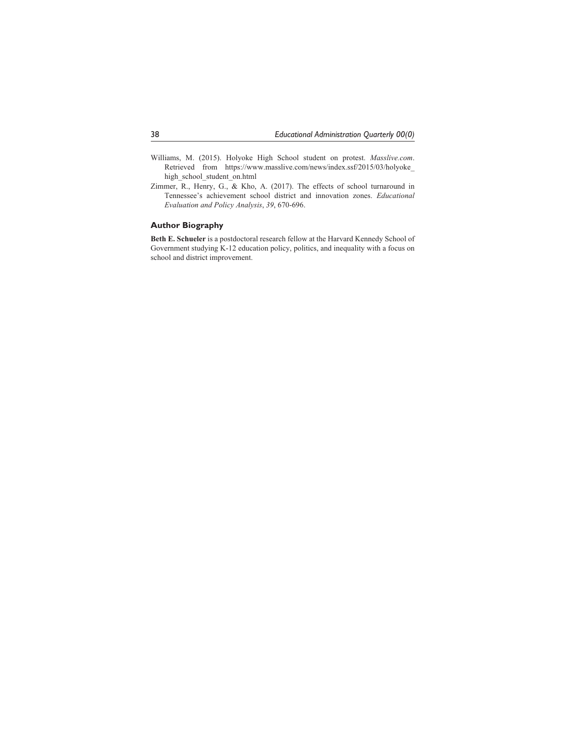Williams, M. (2015). Holyoke High School student on protest. *Masslive.com*. Retrieved from https://www.masslive.com/news/index.ssf/2015/03/holyoke_high_school_student_on.html

Zimmer, R., Henry, G., & Kho, A. (2017). The effects of school turnaround in Tennessee's achievement school district and innovation zones. *Educational Evaluation and Policy Analysis*, *39*, 670-696.

## Author Biography

**Beth E. Schueler** is a postdoctoral research fellow at the Harvard Kennedy School of Government studying K-12 education policy, politics, and inequality with a focus on school and district improvement.